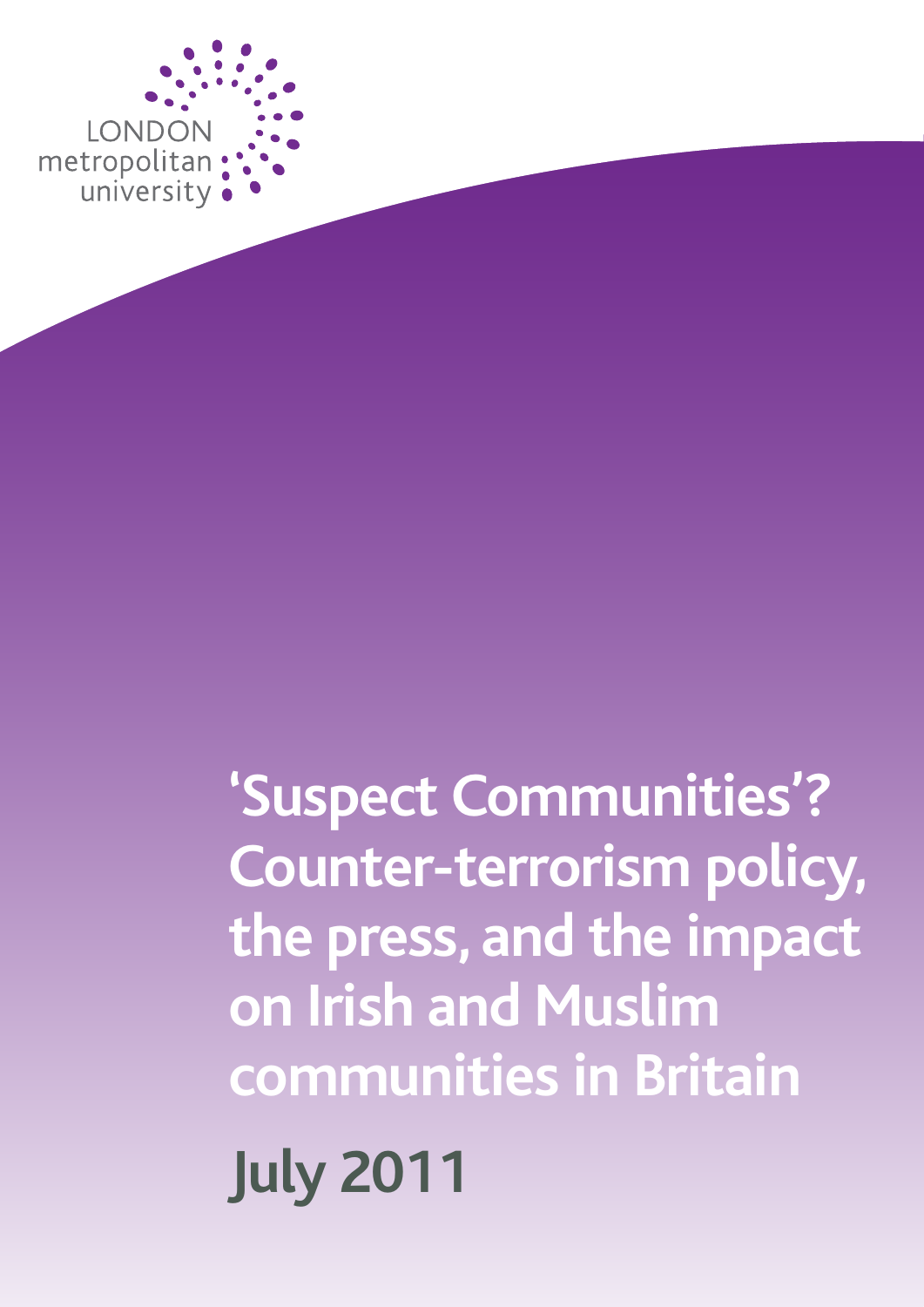LONDON metropolitan university

# 'Suspect Communities'? Counter-terrorism policy, the press, and the impact on Irish and Muslim communities in Britain

## July 2011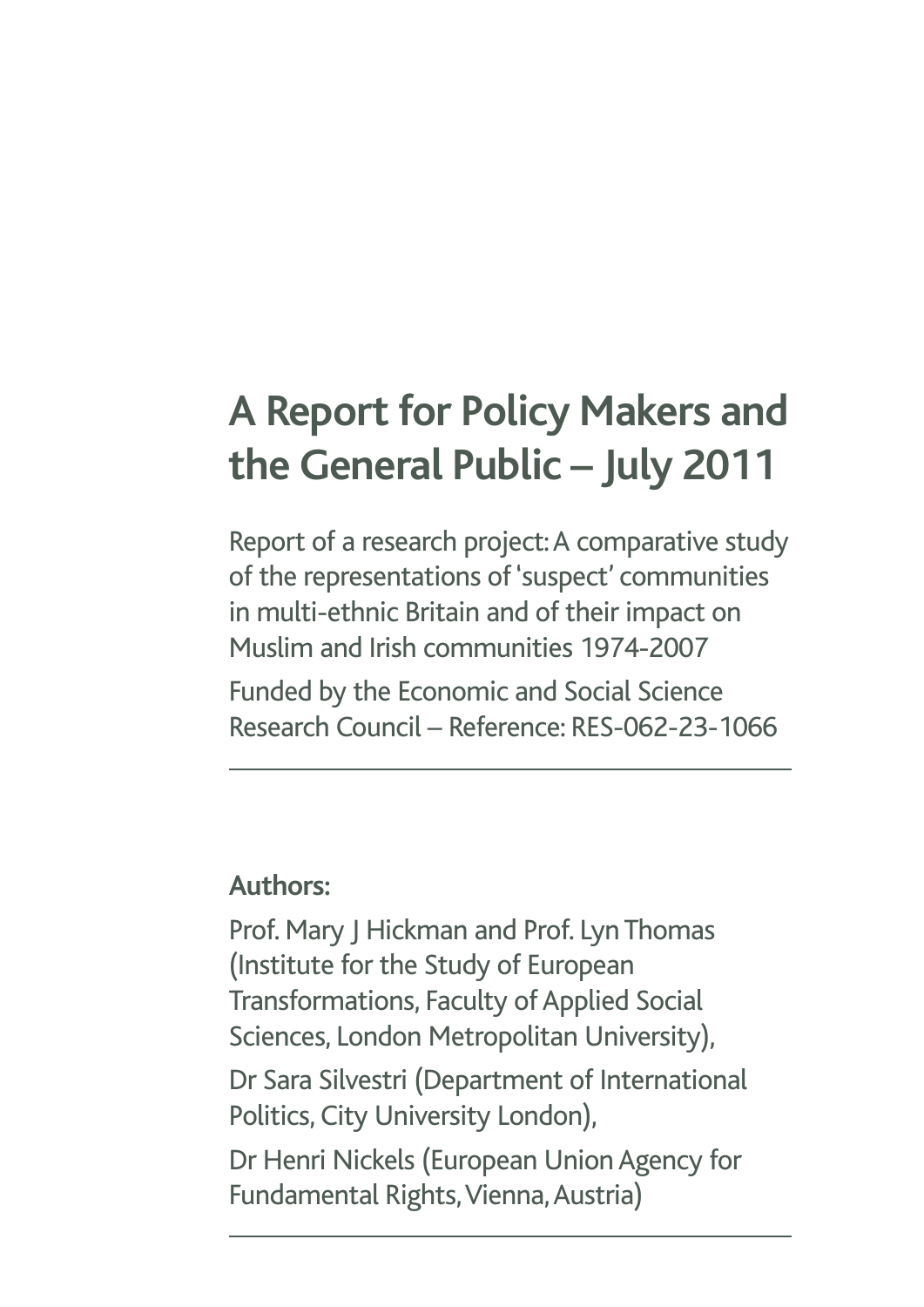# A Report for Policy Makers and the General Public – July 2011

Report of a research project: A comparative study of the representations of 'suspect' communities in multi-ethnic Britain and of their impact on Muslim and Irish communities 1974-2007

Funded by the Economic and Social Science Research Council – Reference: RES-062-23-1066

---

**Authors:**

Prof. Mary J Hickman and Prof. Lyn Thomas (Institute for the Study of European Transformations, Faculty of Applied Social Sciences, London Metropolitan University),

Dr Sara Silvestri (Department of International Politics, City University London),

Dr Henri Nickels (European Union Agency for Fundamental Rights, Vienna, Austria)

---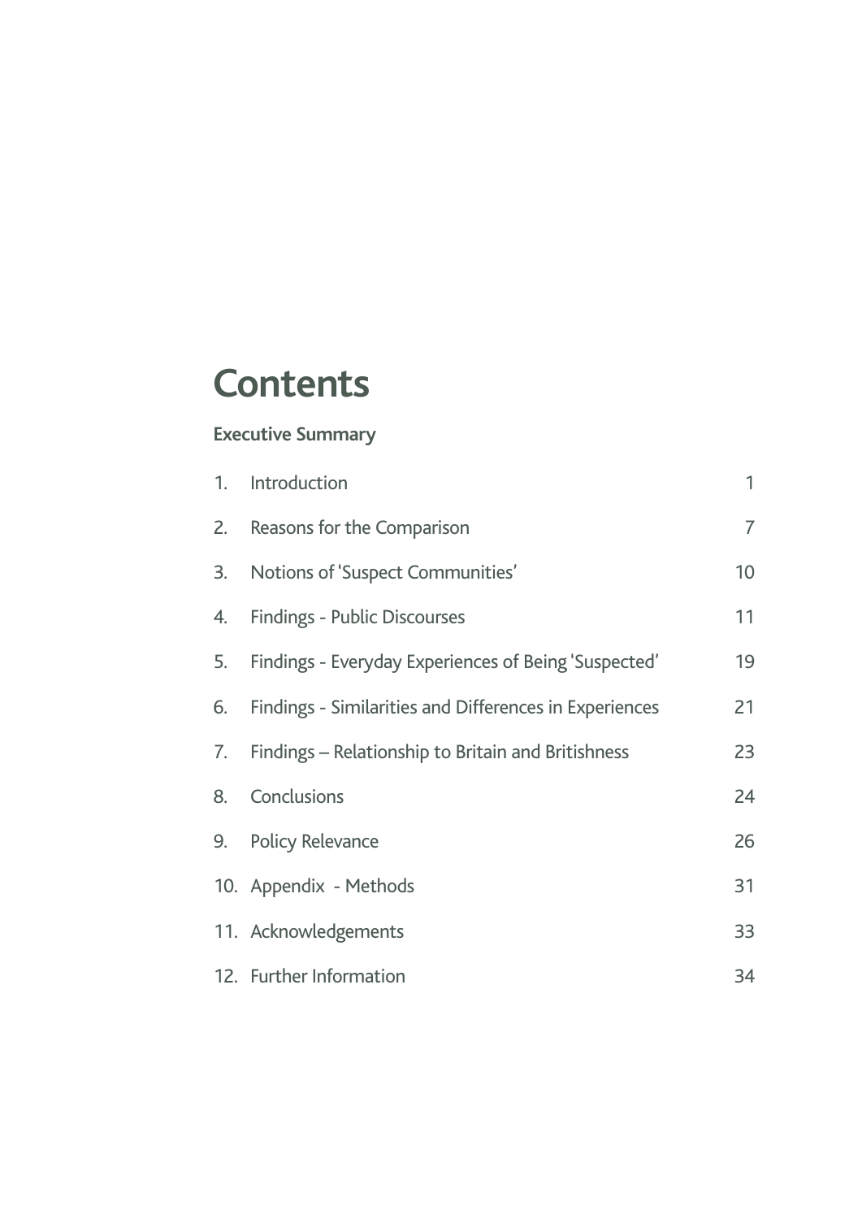# Contents

**Executive Summary**

| | | |
|---|---|---|
| 1. | Introduction | 1 |
| 2. | Reasons for the Comparison | 7 |
| 3. | Notions of 'Suspect Communities' | 10 |
| 4. | Findings - Public Discourses | 11 |
| 5. | Findings - Everyday Experiences of Being 'Suspected' | 19 |
| 6. | Findings - Similarities and Differences in Experiences | 21 |
| 7. | Findings – Relationship to Britain and Britishness | 23 |
| 8. | Conclusions | 24 |
| 9. | Policy Relevance | 26 |
| 10. | Appendix - Methods | 31 |
| 11. | Acknowledgements | 33 |
| 12. | Further Information | 34 |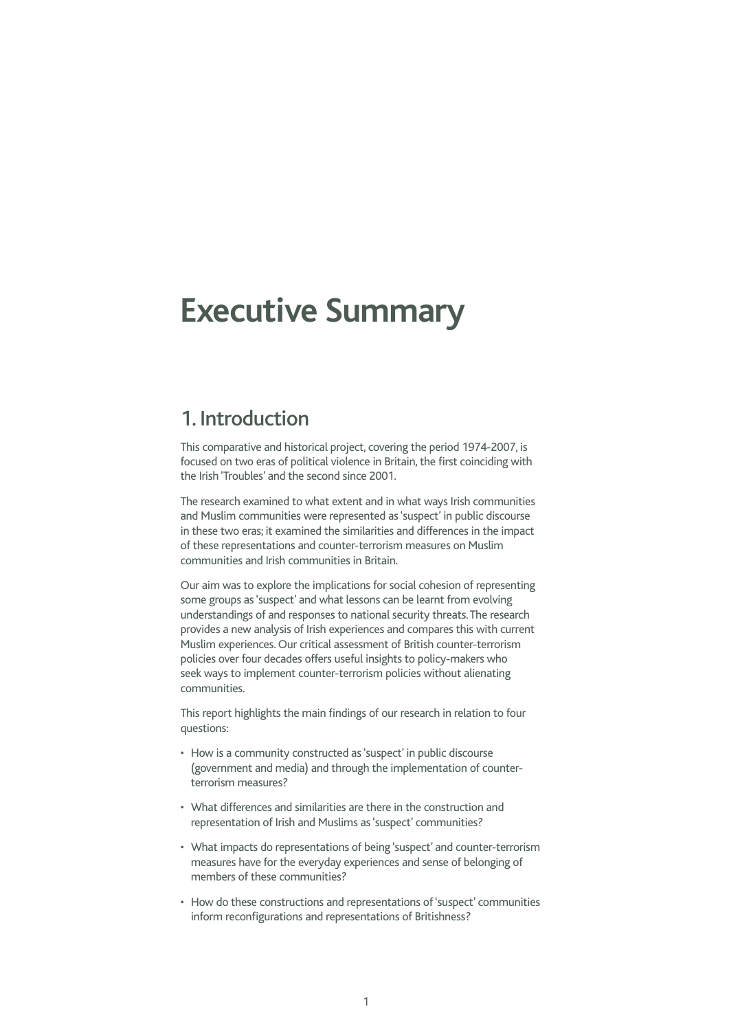# Executive Summary

## 1. Introduction

This comparative and historical project, covering the period 1974-2007, is focused on two eras of political violence in Britain, the first coinciding with the Irish 'Troubles' and the second since 2001.

The research examined to what extent and in what ways Irish communities and Muslim communities were represented as 'suspect' in public discourse in these two eras; it examined the similarities and differences in the impact of these representations and counter-terrorism measures on Muslim communities and Irish communities in Britain.

Our aim was to explore the implications for social cohesion of representing some groups as 'suspect' and what lessons can be learnt from evolving understandings of and responses to national security threats. The research provides a new analysis of Irish experiences and compares this with current Muslim experiences. Our critical assessment of British counter-terrorism policies over four decades offers useful insights to policy-makers who seek ways to implement counter-terrorism policies without alienating communities.

This report highlights the main findings of our research in relation to four questions:

- How is a community constructed as 'suspect' in public discourse (government and media) and through the implementation of counter-terrorism measures?
- What differences and similarities are there in the construction and representation of Irish and Muslims as 'suspect' communities?
- What impacts do representations of being 'suspect' and counter-terrorism measures have for the everyday experiences and sense of belonging of members of these communities?
- How do these constructions and representations of 'suspect' communities inform reconfigurations and representations of Britishness?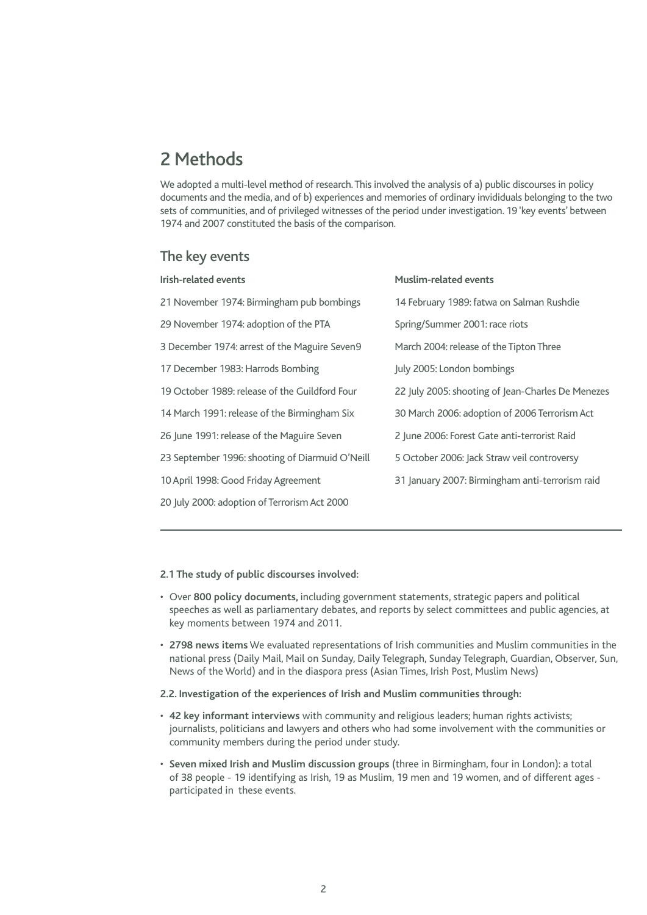# 2 Methods

We adopted a multi-level method of research. This involved the analysis of a) public discourses in policy documents and the media, and of b) experiences and memories of ordinary invididuals belonging to the two sets of communities, and of privileged witnesses of the period under investigation. 19 'key events' between 1974 and 2007 constituted the basis of the comparison.

## The key events

| Irish-related events | Muslim-related events |
|---|---|
| 21 November 1974: Birmingham pub bombings | 14 February 1989: fatwa on Salman Rushdie |
| 29 November 1974: adoption of the PTA | Spring/Summer 2001: race riots |
| 3 December 1974: arrest of the Maguire Seven9 | March 2004: release of the Tipton Three |
| 17 December 1983: Harrods Bombing | July 2005: London bombings |
| 19 October 1989: release of the Guildford Four | 22 July 2005: shooting of Jean-Charles De Menezes |
| 14 March 1991: release of the Birmingham Six | 30 March 2006: adoption of 2006 Terrorism Act |
| 26 June 1991: release of the Maguire Seven | 2 June 2006: Forest Gate anti-terrorist Raid |
| 23 September 1996: shooting of Diarmuid O'Neill | 5 October 2006: Jack Straw veil controversy |
| 10 April 1998: Good Friday Agreement | 31 January 2007: Birmingham anti-terrorism raid |
| 20 July 2000: adoption of Terrorism Act 2000 | |

**2.1 The study of public discourses involved:**

- Over **800 policy documents,** including government statements, strategic papers and political speeches as well as parliamentary debates, and reports by select committees and public agencies, at key moments between 1974 and 2011.
- **2798 news items** We evaluated representations of Irish communities and Muslim communities in the national press (Daily Mail, Mail on Sunday, Daily Telegraph, Sunday Telegraph, Guardian, Observer, Sun, News of the World) and in the diaspora press (Asian Times, Irish Post, Muslim News)

**2.2. Investigation of the experiences of Irish and Muslim communities through:**

- **42 key informant interviews** with community and religious leaders; human rights activists; journalists, politicians and lawyers and others who had some involvement with the communities or community members during the period under study.
- **Seven mixed Irish and Muslim discussion groups** (three in Birmingham, four in London): a total of 38 people - 19 identifying as Irish, 19 as Muslim, 19 men and 19 women, and of different ages - participated in these events.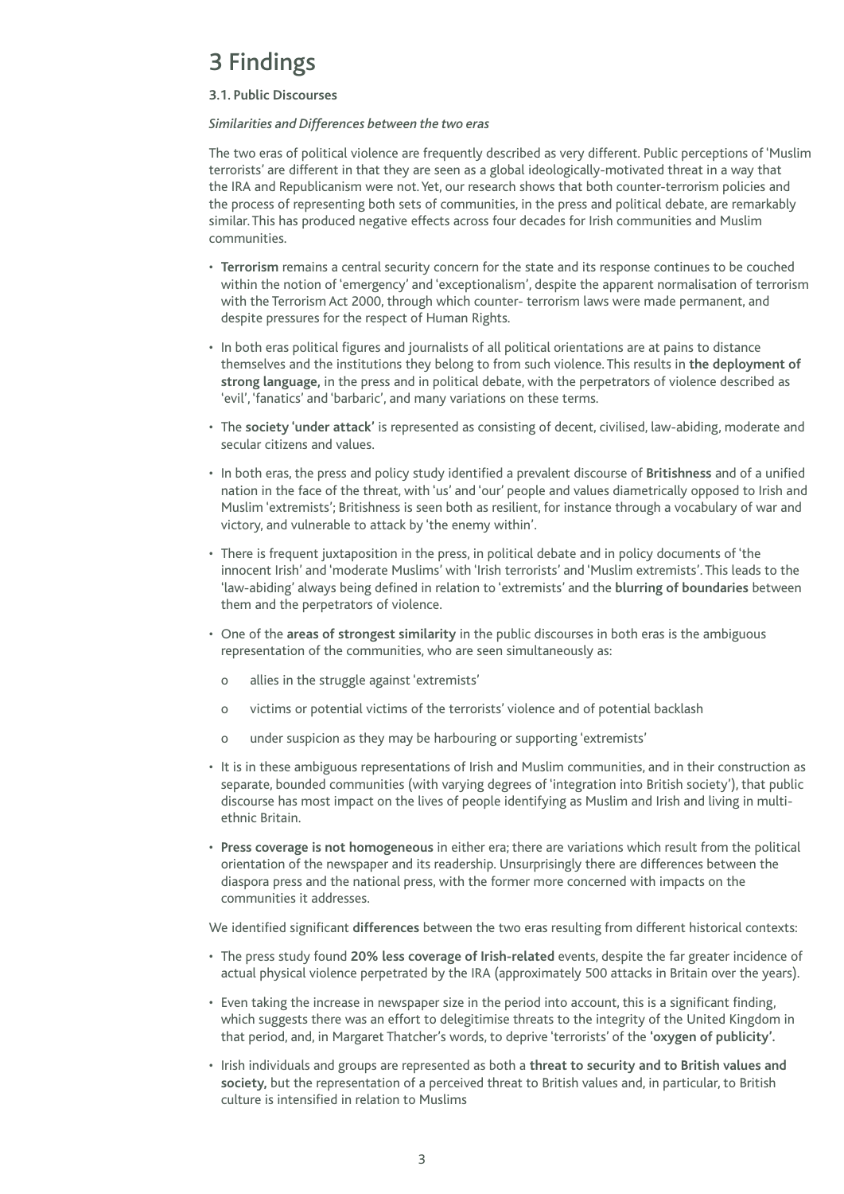# 3 Findings

### 3.1. Public Discourses

*Similarities and Differences between the two eras*

The two eras of political violence are frequently described as very different. Public perceptions of 'Muslim terrorists' are different in that they are seen as a global ideologically-motivated threat in a way that the IRA and Republicanism were not. Yet, our research shows that both counter-terrorism policies and the process of representing both sets of communities, in the press and political debate, are remarkably similar. This has produced negative effects across four decades for Irish communities and Muslim communities.

- **Terrorism** remains a central security concern for the state and its response continues to be couched within the notion of 'emergency' and 'exceptionalism', despite the apparent normalisation of terrorism with the Terrorism Act 2000, through which counter- terrorism laws were made permanent, and despite pressures for the respect of Human Rights.
- In both eras political figures and journalists of all political orientations are at pains to distance themselves and the institutions they belong to from such violence. This results in **the deployment of strong language,** in the press and in political debate, with the perpetrators of violence described as 'evil', 'fanatics' and 'barbaric', and many variations on these terms.
- The **society 'under attack'** is represented as consisting of decent, civilised, law-abiding, moderate and secular citizens and values.
- In both eras, the press and policy study identified a prevalent discourse of **Britishness** and of a unified nation in the face of the threat, with 'us' and 'our' people and values diametrically opposed to Irish and Muslim 'extremists'; Britishness is seen both as resilient, for instance through a vocabulary of war and victory, and vulnerable to attack by 'the enemy within'.
- There is frequent juxtaposition in the press, in political debate and in policy documents of 'the innocent Irish' and 'moderate Muslims' with 'Irish terrorists' and 'Muslim extremists'. This leads to the 'law-abiding' always being defined in relation to 'extremists' and the **blurring of boundaries** between them and the perpetrators of violence.
- One of the **areas of strongest similarity** in the public discourses in both eras is the ambiguous representation of the communities, who are seen simultaneously as:
  - allies in the struggle against 'extremists'
  - victims or potential victims of the terrorists' violence and of potential backlash
  - under suspicion as they may be harbouring or supporting 'extremists'
- It is in these ambiguous representations of Irish and Muslim communities, and in their construction as separate, bounded communities (with varying degrees of 'integration into British society'), that public discourse has most impact on the lives of people identifying as Muslim and Irish and living in multi-ethnic Britain.
- **Press coverage is not homogeneous** in either era; there are variations which result from the political orientation of the newspaper and its readership. Unsurprisingly there are differences between the diaspora press and the national press, with the former more concerned with impacts on the communities it addresses.

We identified significant **differences** between the two eras resulting from different historical contexts:

- The press study found **20% less coverage of Irish-related** events, despite the far greater incidence of actual physical violence perpetrated by the IRA (approximately 500 attacks in Britain over the years).
- Even taking the increase in newspaper size in the period into account, this is a significant finding, which suggests there was an effort to delegitimise threats to the integrity of the United Kingdom in that period, and, in Margaret Thatcher's words, to deprive 'terrorists' of the **'oxygen of publicity'.**
- Irish individuals and groups are represented as both a **threat to security and to British values and society,** but the representation of a perceived threat to British values and, in particular, to British culture is intensified in relation to Muslims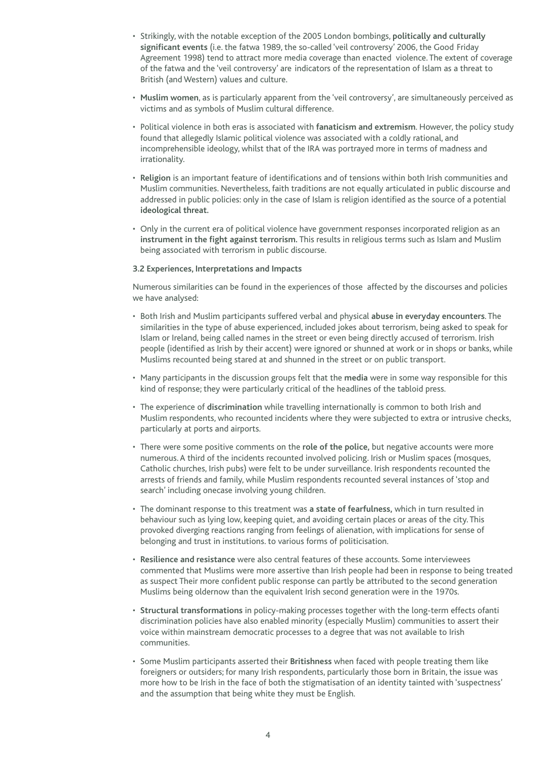- Strikingly, with the notable exception of the 2005 London bombings, **politically and culturally significant events** (i.e. the fatwa 1989, the so-called 'veil controversy' 2006, the Good Friday Agreement 1998) tend to attract more media coverage than enacted violence. The extent of coverage of the fatwa and the 'veil controversy' are indicators of the representation of Islam as a threat to British (and Western) values and culture.
- **Muslim women**, as is particularly apparent from the 'veil controversy', are simultaneously perceived as victims and as symbols of Muslim cultural difference.
- Political violence in both eras is associated with **fanaticism and extremism**. However, the policy study found that allegedly Islamic political violence was associated with a coldly rational, and incomprehensible ideology, whilst that of the IRA was portrayed more in terms of madness and irrationality.
- **Religion** is an important feature of identifications and of tensions within both Irish communities and Muslim communities. Nevertheless, faith traditions are not equally articulated in public discourse and addressed in public policies: only in the case of Islam is religion identified as the source of a potential **ideological threat.**
- Only in the current era of political violence have government responses incorporated religion as an **instrument in the fight against terrorism.** This results in religious terms such as Islam and Muslim being associated with terrorism in public discourse.

**3.2 Experiences, Interpretations and Impacts**

Numerous similarities can be found in the experiences of those affected by the discourses and policies we have analysed:

- Both Irish and Muslim participants suffered verbal and physical **abuse in everyday encounters**. The similarities in the type of abuse experienced, included jokes about terrorism, being asked to speak for Islam or Ireland, being called names in the street or even being directly accused of terrorism. Irish people (identified as Irish by their accent) were ignored or shunned at work or in shops or banks, while Muslims recounted being stared at and shunned in the street or on public transport.
- Many participants in the discussion groups felt that the **media** were in some way responsible for this kind of response; they were particularly critical of the headlines of the tabloid press.
- The experience of **discrimination** while travelling internationally is common to both Irish and Muslim respondents, who recounted incidents where they were subjected to extra or intrusive checks, particularly at ports and airports.
- There were some positive comments on the **role of the police,** but negative accounts were more numerous. A third of the incidents recounted involved policing. Irish or Muslim spaces (mosques, Catholic churches, Irish pubs) were felt to be under surveillance. Irish respondents recounted the arrests of friends and family, while Muslim respondents recounted several instances of 'stop and search' including onecase involving young children.
- The dominant response to this treatment was **a state of fearfulness,** which in turn resulted in behaviour such as lying low, keeping quiet, and avoiding certain places or areas of the city. This provoked diverging reactions ranging from feelings of alienation, with implications for sense of belonging and trust in institutions. to various forms of politicisation.
- **Resilience and resistance** were also central features of these accounts. Some interviewees commented that Muslims were more assertive than Irish people had been in response to being treated as suspect Their more confident public response can partly be attributed to the second generation Muslims being oldernow than the equivalent Irish second generation were in the 1970s.
- **Structural transformations** in policy-making processes together with the long-term effects ofanti discrimination policies have also enabled minority (especially Muslim) communities to assert their voice within mainstream democratic processes to a degree that was not available to Irish communities.
- Some Muslim participants asserted their **Britishness** when faced with people treating them like foreigners or outsiders; for many Irish respondents, particularly those born in Britain, the issue was more how to be Irish in the face of both the stigmatisation of an identity tainted with 'suspectness' and the assumption that being white they must be English.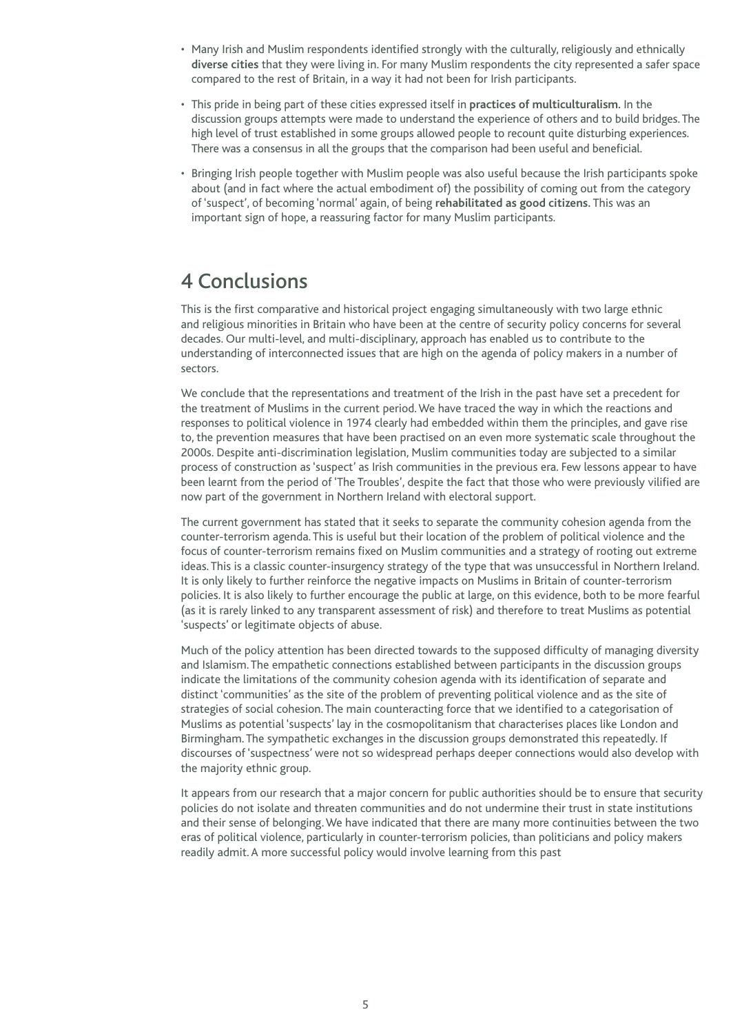- Many Irish and Muslim respondents identified strongly with the culturally, religiously and ethnically **diverse cities** that they were living in. For many Muslim respondents the city represented a safer space compared to the rest of Britain, in a way it had not been for Irish participants.
- This pride in being part of these cities expressed itself in **practices of multiculturalism.** In the discussion groups attempts were made to understand the experience of others and to build bridges. The high level of trust established in some groups allowed people to recount quite disturbing experiences. There was a consensus in all the groups that the comparison had been useful and beneficial.
- Bringing Irish people together with Muslim people was also useful because the Irish participants spoke about (and in fact where the actual embodiment of) the possibility of coming out from the category of 'suspect', of becoming 'normal' again, of being **rehabilitated as good citizens.** This was an important sign of hope, a reassuring factor for many Muslim participants.

# 4 Conclusions

This is the first comparative and historical project engaging simultaneously with two large ethnic and religious minorities in Britain who have been at the centre of security policy concerns for several decades. Our multi-level, and multi-disciplinary, approach has enabled us to contribute to the understanding of interconnected issues that are high on the agenda of policy makers in a number of sectors.

We conclude that the representations and treatment of the Irish in the past have set a precedent for the treatment of Muslims in the current period. We have traced the way in which the reactions and responses to political violence in 1974 clearly had embedded within them the principles, and gave rise to, the prevention measures that have been practised on an even more systematic scale throughout the 2000s. Despite anti-discrimination legislation, Muslim communities today are subjected to a similar process of construction as 'suspect' as Irish communities in the previous era. Few lessons appear to have been learnt from the period of 'The Troubles', despite the fact that those who were previously vilified are now part of the government in Northern Ireland with electoral support.

The current government has stated that it seeks to separate the community cohesion agenda from the counter-terrorism agenda. This is useful but their location of the problem of political violence and the focus of counter-terrorism remains fixed on Muslim communities and a strategy of rooting out extreme ideas. This is a classic counter-insurgency strategy of the type that was unsuccessful in Northern Ireland. It is only likely to further reinforce the negative impacts on Muslims in Britain of counter-terrorism policies. It is also likely to further encourage the public at large, on this evidence, both to be more fearful (as it is rarely linked to any transparent assessment of risk) and therefore to treat Muslims as potential 'suspects' or legitimate objects of abuse.

Much of the policy attention has been directed towards to the supposed difficulty of managing diversity and Islamism. The empathetic connections established between participants in the discussion groups indicate the limitations of the community cohesion agenda with its identification of separate and distinct 'communities' as the site of the problem of preventing political violence and as the site of strategies of social cohesion. The main counteracting force that we identified to a categorisation of Muslims as potential 'suspects' lay in the cosmopolitanism that characterises places like London and Birmingham. The sympathetic exchanges in the discussion groups demonstrated this repeatedly. If discourses of 'suspectness' were not so widespread perhaps deeper connections would also develop with the majority ethnic group.

It appears from our research that a major concern for public authorities should be to ensure that security policies do not isolate and threaten communities and do not undermine their trust in state institutions and their sense of belonging. We have indicated that there are many more continuities between the two eras of political violence, particularly in counter-terrorism policies, than politicians and policy makers readily admit. A more successful policy would involve learning from this past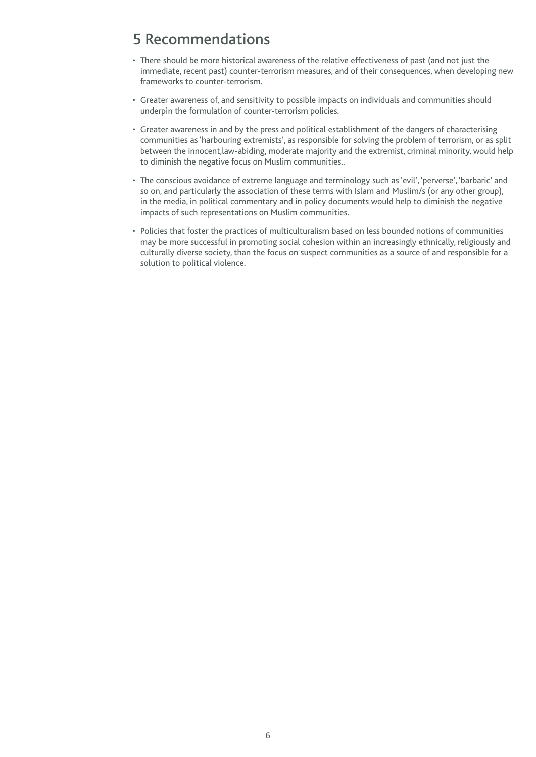# 5 Recommendations

- There should be more historical awareness of the relative effectiveness of past (and not just the immediate, recent past) counter-terrorism measures, and of their consequences, when developing new frameworks to counter-terrorism.
- Greater awareness of, and sensitivity to possible impacts on individuals and communities should underpin the formulation of counter-terrorism policies.
- Greater awareness in and by the press and political establishment of the dangers of characterising communities as 'harbouring extremists', as responsible for solving the problem of terrorism, or as split between the innocent,law-abiding, moderate majority and the extremist, criminal minority, would help to diminish the negative focus on Muslim communities..
- The conscious avoidance of extreme language and terminology such as 'evil', 'perverse', 'barbaric' and so on, and particularly the association of these terms with Islam and Muslim/s (or any other group), in the media, in political commentary and in policy documents would help to diminish the negative impacts of such representations on Muslim communities.
- Policies that foster the practices of multiculturalism based on less bounded notions of communities may be more successful in promoting social cohesion within an increasingly ethnically, religiously and culturally diverse society, than the focus on suspect communities as a source of and responsible for a solution to political violence.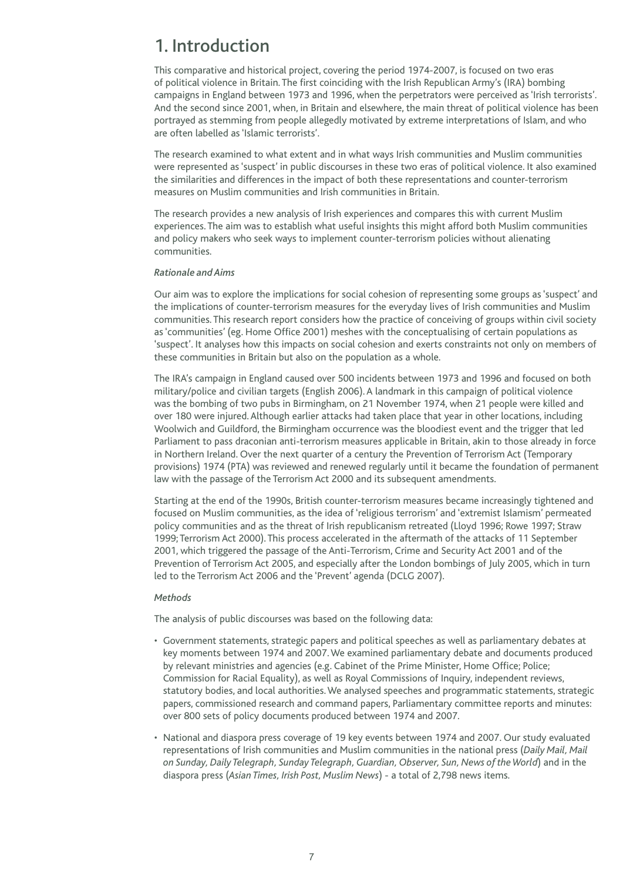# 1. Introduction

This comparative and historical project, covering the period 1974-2007, is focused on two eras of political violence in Britain. The first coinciding with the Irish Republican Army's (IRA) bombing campaigns in England between 1973 and 1996, when the perpetrators were perceived as 'Irish terrorists'. And the second since 2001, when, in Britain and elsewhere, the main threat of political violence has been portrayed as stemming from people allegedly motivated by extreme interpretations of Islam, and who are often labelled as 'Islamic terrorists'.

The research examined to what extent and in what ways Irish communities and Muslim communities were represented as 'suspect' in public discourses in these two eras of political violence. It also examined the similarities and differences in the impact of both these representations and counter-terrorism measures on Muslim communities and Irish communities in Britain.

The research provides a new analysis of Irish experiences and compares this with current Muslim experiences. The aim was to establish what useful insights this might afford both Muslim communities and policy makers who seek ways to implement counter-terrorism policies without alienating communities.

*Rationale and Aims*

Our aim was to explore the implications for social cohesion of representing some groups as 'suspect' and the implications of counter-terrorism measures for the everyday lives of Irish communities and Muslim communities. This research report considers how the practice of conceiving of groups within civil society as 'communities' (eg. Home Office 2001) meshes with the conceptualising of certain populations as 'suspect'. It analyses how this impacts on social cohesion and exerts constraints not only on members of these communities in Britain but also on the population as a whole.

The IRA's campaign in England caused over 500 incidents between 1973 and 1996 and focused on both military/police and civilian targets (English 2006). A landmark in this campaign of political violence was the bombing of two pubs in Birmingham, on 21 November 1974, when 21 people were killed and over 180 were injured. Although earlier attacks had taken place that year in other locations, including Woolwich and Guildford, the Birmingham occurrence was the bloodiest event and the trigger that led Parliament to pass draconian anti-terrorism measures applicable in Britain, akin to those already in force in Northern Ireland. Over the next quarter of a century the Prevention of Terrorism Act (Temporary provisions) 1974 (PTA) was reviewed and renewed regularly until it became the foundation of permanent law with the passage of the Terrorism Act 2000 and its subsequent amendments.

Starting at the end of the 1990s, British counter-terrorism measures became increasingly tightened and focused on Muslim communities, as the idea of 'religious terrorism' and 'extremist Islamism' permeated policy communities and as the threat of Irish republicanism retreated (Lloyd 1996; Rowe 1997; Straw 1999; Terrorism Act 2000). This process accelerated in the aftermath of the attacks of 11 September 2001, which triggered the passage of the Anti-Terrorism, Crime and Security Act 2001 and of the Prevention of Terrorism Act 2005, and especially after the London bombings of July 2005, which in turn led to the Terrorism Act 2006 and the 'Prevent' agenda (DCLG 2007).

*Methods*

The analysis of public discourses was based on the following data:

- Government statements, strategic papers and political speeches as well as parliamentary debates at key moments between 1974 and 2007. We examined parliamentary debate and documents produced by relevant ministries and agencies (e.g. Cabinet of the Prime Minister, Home Office; Police; Commission for Racial Equality), as well as Royal Commissions of Inquiry, independent reviews, statutory bodies, and local authorities. We analysed speeches and programmatic statements, strategic papers, commissioned research and command papers, Parliamentary committee reports and minutes: over 800 sets of policy documents produced between 1974 and 2007.
- National and diaspora press coverage of 19 key events between 1974 and 2007. Our study evaluated representations of Irish communities and Muslim communities in the national press (*Daily Mail, Mail on Sunday, Daily Telegraph, Sunday Telegraph, Guardian, Observer, Sun, News of the World*) and in the diaspora press (*Asian Times, Irish Post, Muslim News*) - a total of 2,798 news items.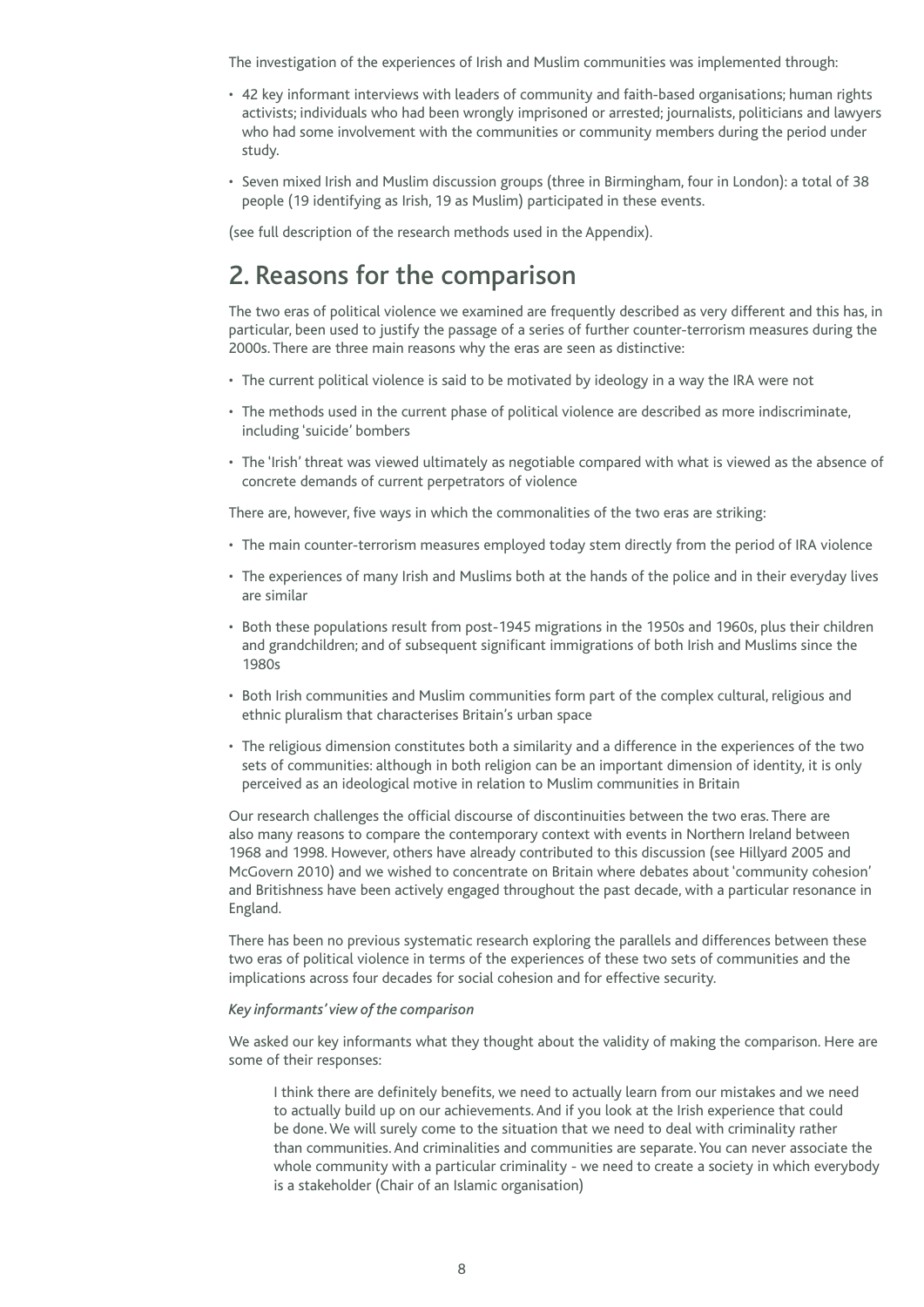The investigation of the experiences of Irish and Muslim communities was implemented through:

- 42 key informant interviews with leaders of community and faith-based organisations; human rights activists; individuals who had been wrongly imprisoned or arrested; journalists, politicians and lawyers who had some involvement with the communities or community members during the period under study.
- Seven mixed Irish and Muslim discussion groups (three in Birmingham, four in London): a total of 38 people (19 identifying as Irish, 19 as Muslim) participated in these events.

(see full description of the research methods used in the Appendix).

## 2. Reasons for the comparison

The two eras of political violence we examined are frequently described as very different and this has, in particular, been used to justify the passage of a series of further counter-terrorism measures during the 2000s. There are three main reasons why the eras are seen as distinctive:

- The current political violence is said to be motivated by ideology in a way the IRA were not
- The methods used in the current phase of political violence are described as more indiscriminate, including 'suicide' bombers
- The 'Irish' threat was viewed ultimately as negotiable compared with what is viewed as the absence of concrete demands of current perpetrators of violence

There are, however, five ways in which the commonalities of the two eras are striking:

- The main counter-terrorism measures employed today stem directly from the period of IRA violence
- The experiences of many Irish and Muslims both at the hands of the police and in their everyday lives are similar
- Both these populations result from post-1945 migrations in the 1950s and 1960s, plus their children and grandchildren; and of subsequent significant immigrations of both Irish and Muslims since the 1980s
- Both Irish communities and Muslim communities form part of the complex cultural, religious and ethnic pluralism that characterises Britain's urban space
- The religious dimension constitutes both a similarity and a difference in the experiences of the two sets of communities: although in both religion can be an important dimension of identity, it is only perceived as an ideological motive in relation to Muslim communities in Britain

Our research challenges the official discourse of discontinuities between the two eras. There are also many reasons to compare the contemporary context with events in Northern Ireland between 1968 and 1998. However, others have already contributed to this discussion (see Hillyard 2005 and McGovern 2010) and we wished to concentrate on Britain where debates about 'community cohesion' and Britishness have been actively engaged throughout the past decade, with a particular resonance in England.

There has been no previous systematic research exploring the parallels and differences between these two eras of political violence in terms of the experiences of these two sets of communities and the implications across four decades for social cohesion and for effective security.

*Key informants' view of the comparison*

We asked our key informants what they thought about the validity of making the comparison. Here are some of their responses:

> I think there are definitely benefits, we need to actually learn from our mistakes and we need to actually build up on our achievements. And if you look at the Irish experience that could be done. We will surely come to the situation that we need to deal with criminality rather than communities. And criminalities and communities are separate. You can never associate the whole community with a particular criminality - we need to create a society in which everybody is a stakeholder (Chair of an Islamic organisation)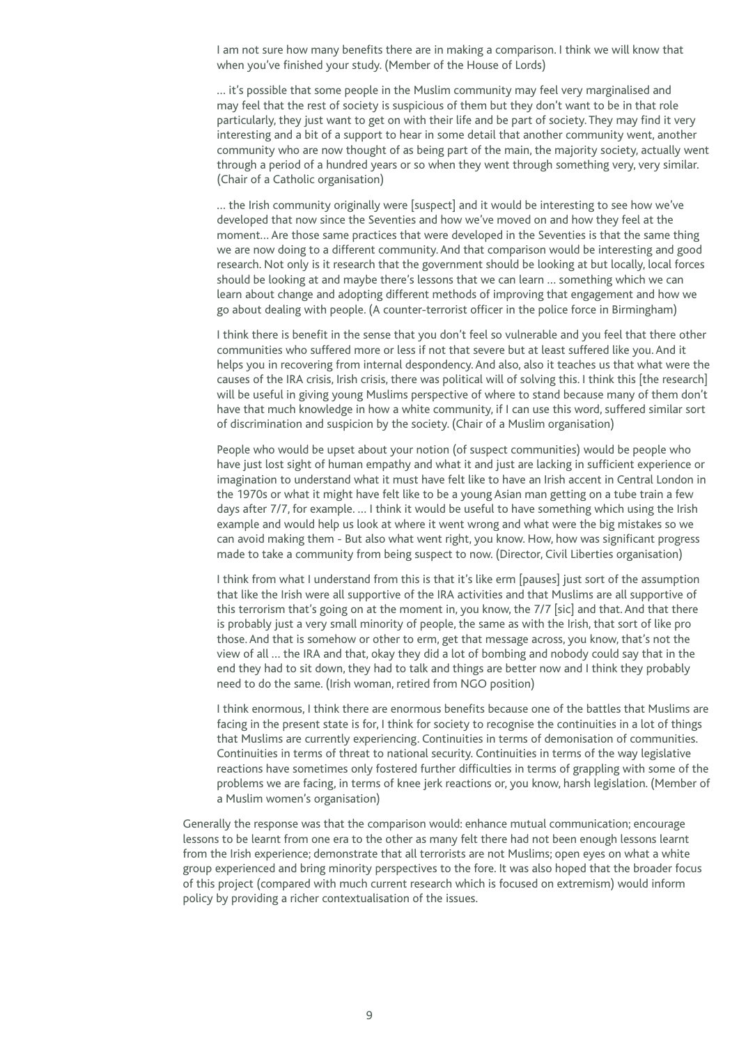> I am not sure how many benefits there are in making a comparison. I think we will know that when you've finished your study. (Member of the House of Lords)

> … it's possible that some people in the Muslim community may feel very marginalised and may feel that the rest of society is suspicious of them but they don't want to be in that role particularly, they just want to get on with their life and be part of society. They may find it very interesting and a bit of a support to hear in some detail that another community went, another community who are now thought of as being part of the main, the majority society, actually went through a period of a hundred years or so when they went through something very, very similar. (Chair of a Catholic organisation)

> … the Irish community originally were [suspect] and it would be interesting to see how we've developed that now since the Seventies and how we've moved on and how they feel at the moment… Are those same practices that were developed in the Seventies is that the same thing we are now doing to a different community. And that comparison would be interesting and good research. Not only is it research that the government should be looking at but locally, local forces should be looking at and maybe there's lessons that we can learn … something which we can learn about change and adopting different methods of improving that engagement and how we go about dealing with people. (A counter-terrorist officer in the police force in Birmingham)

> I think there is benefit in the sense that you don't feel so vulnerable and you feel that there other communities who suffered more or less if not that severe but at least suffered like you. And it helps you in recovering from internal despondency. And also, also it teaches us that what were the causes of the IRA crisis, Irish crisis, there was political will of solving this. I think this [the research] will be useful in giving young Muslims perspective of where to stand because many of them don't have that much knowledge in how a white community, if I can use this word, suffered similar sort of discrimination and suspicion by the society. (Chair of a Muslim organisation)

> People who would be upset about your notion (of suspect communities) would be people who have just lost sight of human empathy and what it and just are lacking in sufficient experience or imagination to understand what it must have felt like to have an Irish accent in Central London in the 1970s or what it might have felt like to be a young Asian man getting on a tube train a few days after 7/7, for example. … I think it would be useful to have something which using the Irish example and would help us look at where it went wrong and what were the big mistakes so we can avoid making them - But also what went right, you know. How, how was significant progress made to take a community from being suspect to now. (Director, Civil Liberties organisation)

> I think from what I understand from this is that it's like erm [pauses] just sort of the assumption that like the Irish were all supportive of the IRA activities and that Muslims are all supportive of this terrorism that's going on at the moment in, you know, the 7/7 [sic] and that. And that there is probably just a very small minority of people, the same as with the Irish, that sort of like pro those. And that is somehow or other to erm, get that message across, you know, that's not the view of all … the IRA and that, okay they did a lot of bombing and nobody could say that in the end they had to sit down, they had to talk and things are better now and I think they probably need to do the same. (Irish woman, retired from NGO position)

> I think enormous, I think there are enormous benefits because one of the battles that Muslims are facing in the present state is for, I think for society to recognise the continuities in a lot of things that Muslims are currently experiencing. Continuities in terms of demonisation of communities. Continuities in terms of threat to national security. Continuities in terms of the way legislative reactions have sometimes only fostered further difficulties in terms of grappling with some of the problems we are facing, in terms of knee jerk reactions or, you know, harsh legislation. (Member of a Muslim women's organisation)

Generally the response was that the comparison would: enhance mutual communication; encourage lessons to be learnt from one era to the other as many felt there had not been enough lessons learnt from the Irish experience; demonstrate that all terrorists are not Muslims; open eyes on what a white group experienced and bring minority perspectives to the fore. It was also hoped that the broader focus of this project (compared with much current research which is focused on extremism) would inform policy by providing a richer contextualisation of the issues.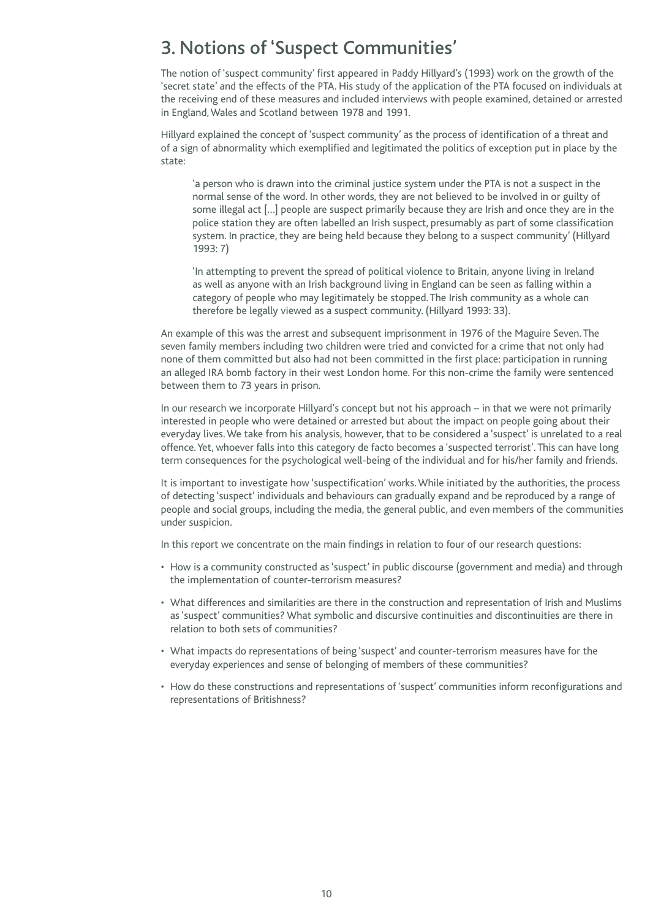# 3. Notions of 'Suspect Communities'

The notion of 'suspect community' first appeared in Paddy Hillyard's (1993) work on the growth of the 'secret state' and the effects of the PTA. His study of the application of the PTA focused on individuals at the receiving end of these measures and included interviews with people examined, detained or arrested in England, Wales and Scotland between 1978 and 1991.

Hillyard explained the concept of 'suspect community' as the process of identification of a threat and of a sign of abnormality which exemplified and legitimated the politics of exception put in place by the state:

> 'a person who is drawn into the criminal justice system under the PTA is not a suspect in the normal sense of the word. In other words, they are not believed to be involved in or guilty of some illegal act [...] people are suspect primarily because they are Irish and once they are in the police station they are often labelled an Irish suspect, presumably as part of some classification system. In practice, they are being held because they belong to a suspect community' (Hillyard 1993: 7)
>
> 'In attempting to prevent the spread of political violence to Britain, anyone living in Ireland as well as anyone with an Irish background living in England can be seen as falling within a category of people who may legitimately be stopped. The Irish community as a whole can therefore be legally viewed as a suspect community. (Hillyard 1993: 33).

An example of this was the arrest and subsequent imprisonment in 1976 of the Maguire Seven. The seven family members including two children were tried and convicted for a crime that not only had none of them committed but also had not been committed in the first place: participation in running an alleged IRA bomb factory in their west London home. For this non-crime the family were sentenced between them to 73 years in prison.

In our research we incorporate Hillyard's concept but not his approach – in that we were not primarily interested in people who were detained or arrested but about the impact on people going about their everyday lives. We take from his analysis, however, that to be considered a 'suspect' is unrelated to a real offence. Yet, whoever falls into this category de facto becomes a 'suspected terrorist'. This can have long term consequences for the psychological well-being of the individual and for his/her family and friends.

It is important to investigate how 'suspectification' works. While initiated by the authorities, the process of detecting 'suspect' individuals and behaviours can gradually expand and be reproduced by a range of people and social groups, including the media, the general public, and even members of the communities under suspicion.

In this report we concentrate on the main findings in relation to four of our research questions:

- How is a community constructed as 'suspect' in public discourse (government and media) and through the implementation of counter-terrorism measures?
- What differences and similarities are there in the construction and representation of Irish and Muslims as 'suspect' communities? What symbolic and discursive continuities and discontinuities are there in relation to both sets of communities?
- What impacts do representations of being 'suspect' and counter-terrorism measures have for the everyday experiences and sense of belonging of members of these communities?
- How do these constructions and representations of 'suspect' communities inform reconfigurations and representations of Britishness?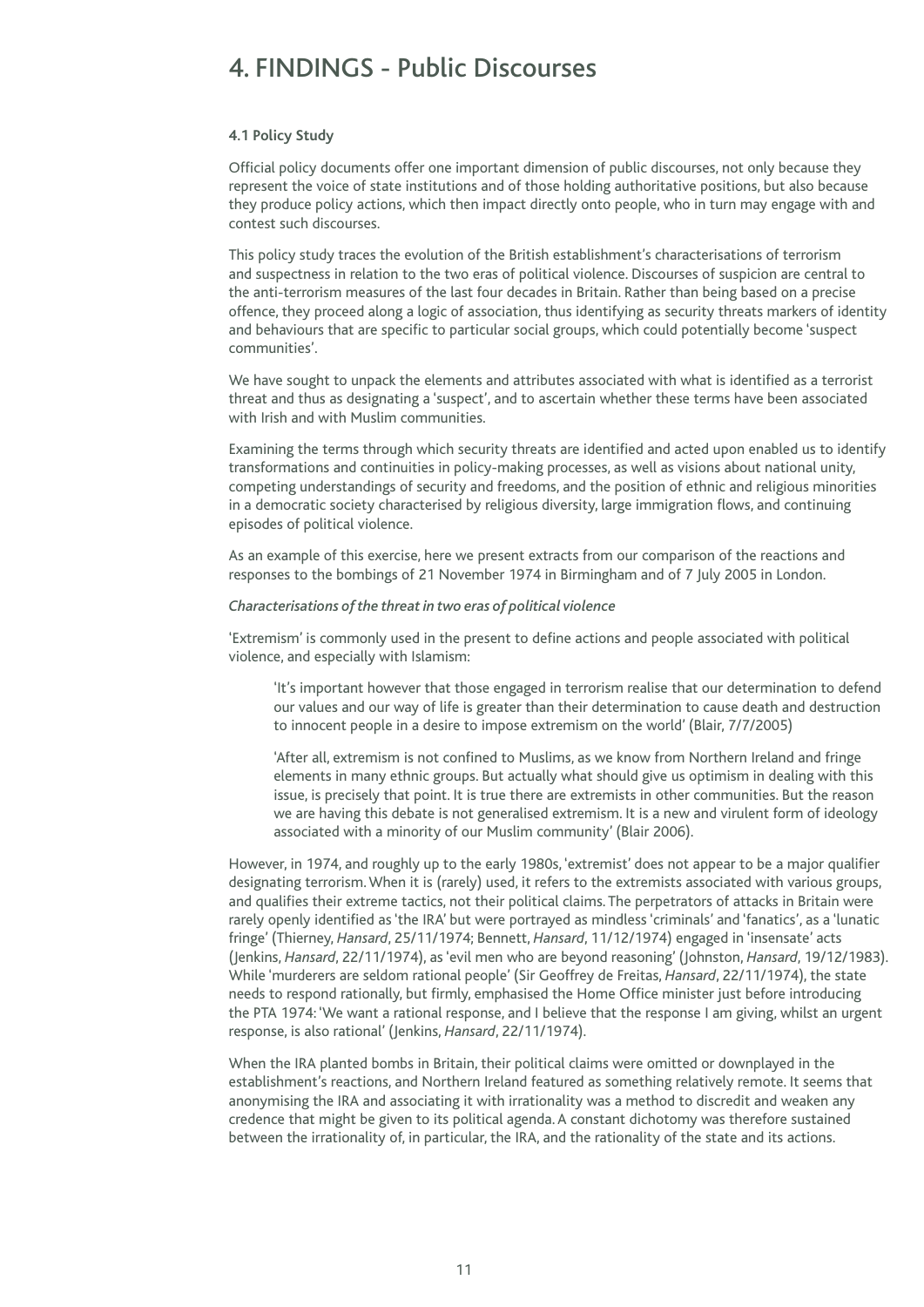# 4. FINDINGS - Public Discourses

### 4.1 Policy Study

Official policy documents offer one important dimension of public discourses, not only because they represent the voice of state institutions and of those holding authoritative positions, but also because they produce policy actions, which then impact directly onto people, who in turn may engage with and contest such discourses.

This policy study traces the evolution of the British establishment's characterisations of terrorism and suspectness in relation to the two eras of political violence. Discourses of suspicion are central to the anti-terrorism measures of the last four decades in Britain. Rather than being based on a precise offence, they proceed along a logic of association, thus identifying as security threats markers of identity and behaviours that are specific to particular social groups, which could potentially become 'suspect communities'.

We have sought to unpack the elements and attributes associated with what is identified as a terrorist threat and thus as designating a 'suspect', and to ascertain whether these terms have been associated with Irish and with Muslim communities.

Examining the terms through which security threats are identified and acted upon enabled us to identify transformations and continuities in policy-making processes, as well as visions about national unity, competing understandings of security and freedoms, and the position of ethnic and religious minorities in a democratic society characterised by religious diversity, large immigration flows, and continuing episodes of political violence.

As an example of this exercise, here we present extracts from our comparison of the reactions and responses to the bombings of 21 November 1974 in Birmingham and of 7 July 2005 in London.

*Characterisations of the threat in two eras of political violence*

'Extremism' is commonly used in the present to define actions and people associated with political violence, and especially with Islamism:

> 'It's important however that those engaged in terrorism realise that our determination to defend our values and our way of life is greater than their determination to cause death and destruction to innocent people in a desire to impose extremism on the world' (Blair, 7/7/2005)

> 'After all, extremism is not confined to Muslims, as we know from Northern Ireland and fringe elements in many ethnic groups. But actually what should give us optimism in dealing with this issue, is precisely that point. It is true there are extremists in other communities. But the reason we are having this debate is not generalised extremism. It is a new and virulent form of ideology associated with a minority of our Muslim community' (Blair 2006).

However, in 1974, and roughly up to the early 1980s, 'extremist' does not appear to be a major qualifier designating terrorism. When it is (rarely) used, it refers to the extremists associated with various groups, and qualifies their extreme tactics, not their political claims. The perpetrators of attacks in Britain were rarely openly identified as 'the IRA' but were portrayed as mindless 'criminals' and 'fanatics', as a 'lunatic fringe' (Thierney, *Hansard*, 25/11/1974; Bennett, *Hansard*, 11/12/1974) engaged in 'insensate' acts (Jenkins, *Hansard*, 22/11/1974), as 'evil men who are beyond reasoning' (Johnston, *Hansard*, 19/12/1983). While 'murderers are seldom rational people' (Sir Geoffrey de Freitas, *Hansard*, 22/11/1974), the state needs to respond rationally, but firmly, emphasised the Home Office minister just before introducing the PTA 1974: 'We want a rational response, and I believe that the response I am giving, whilst an urgent response, is also rational' (Jenkins, *Hansard*, 22/11/1974).

When the IRA planted bombs in Britain, their political claims were omitted or downplayed in the establishment's reactions, and Northern Ireland featured as something relatively remote. It seems that anonymising the IRA and associating it with irrationality was a method to discredit and weaken any credence that might be given to its political agenda. A constant dichotomy was therefore sustained between the irrationality of, in particular, the IRA, and the rationality of the state and its actions.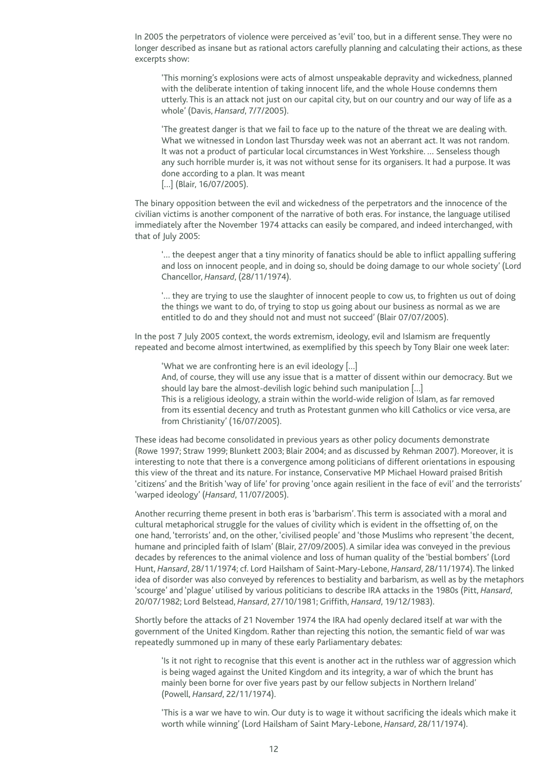In 2005 the perpetrators of violence were perceived as 'evil' too, but in a different sense. They were no longer described as insane but as rational actors carefully planning and calculating their actions, as these excerpts show:

> 'This morning's explosions were acts of almost unspeakable depravity and wickedness, planned with the deliberate intention of taking innocent life, and the whole House condemns them utterly. This is an attack not just on our capital city, but on our country and our way of life as a whole' (Davis, *Hansard*, 7/7/2005).

> 'The greatest danger is that we fail to face up to the nature of the threat we are dealing with. What we witnessed in London last Thursday week was not an aberrant act. It was not random. It was not a product of particular local circumstances in West Yorkshire. … Senseless though any such horrible murder is, it was not without sense for its organisers. It had a purpose. It was done according to a plan. It was meant
> […] (Blair, 16/07/2005).

The binary opposition between the evil and wickedness of the perpetrators and the innocence of the civilian victims is another component of the narrative of both eras. For instance, the language utilised immediately after the November 1974 attacks can easily be compared, and indeed interchanged, with that of July 2005:

> '… the deepest anger that a tiny minority of fanatics should be able to inflict appalling suffering and loss on innocent people, and in doing so, should be doing damage to our whole society' (Lord Chancellor, *Hansard*, (28/11/1974).

> '… they are trying to use the slaughter of innocent people to cow us, to frighten us out of doing the things we want to do, of trying to stop us going about our business as normal as we are entitled to do and they should not and must not succeed' (Blair 07/07/2005).

In the post 7 July 2005 context, the words extremism, ideology, evil and Islamism are frequently repeated and become almost intertwined, as exemplified by this speech by Tony Blair one week later:

> 'What we are confronting here is an evil ideology […]
> And, of course, they will use any issue that is a matter of dissent within our democracy. But we should lay bare the almost-devilish logic behind such manipulation […]
> This is a religious ideology, a strain within the world-wide religion of Islam, as far removed from its essential decency and truth as Protestant gunmen who kill Catholics or vice versa, are from Christianity' (16/07/2005).

These ideas had become consolidated in previous years as other policy documents demonstrate (Rowe 1997; Straw 1999; Blunkett 2003; Blair 2004; and as discussed by Rehman 2007). Moreover, it is interesting to note that there is a convergence among politicians of different orientations in espousing this view of the threat and its nature. For instance, Conservative MP Michael Howard praised British 'citizens' and the British 'way of life' for proving 'once again resilient in the face of evil' and the terrorists' 'warped ideology' (*Hansard*, 11/07/2005).

Another recurring theme present in both eras is 'barbarism'. This term is associated with a moral and cultural metaphorical struggle for the values of civility which is evident in the offsetting of, on the one hand, 'terrorists' and, on the other, 'civilised people' and 'those Muslims who represent 'the decent, humane and principled faith of Islam' (Blair, 27/09/2005). A similar idea was conveyed in the previous decades by references to the animal violence and loss of human quality of the 'bestial bombers' (Lord Hunt, *Hansard*, 28/11/1974; cf. Lord Hailsham of Saint-Mary-Lebone, *Hansard*, 28/11/1974). The linked idea of disorder was also conveyed by references to bestiality and barbarism, as well as by the metaphors 'scourge' and 'plague' utilised by various politicians to describe IRA attacks in the 1980s (Pitt, *Hansard*, 20/07/1982; Lord Belstead, *Hansard*, 27/10/1981; Griffith, *Hansard*, 19/12/1983).

Shortly before the attacks of 21 November 1974 the IRA had openly declared itself at war with the government of the United Kingdom. Rather than rejecting this notion, the semantic field of war was repeatedly summoned up in many of these early Parliamentary debates:

> 'Is it not right to recognise that this event is another act in the ruthless war of aggression which is being waged against the United Kingdom and its integrity, a war of which the brunt has mainly been borne for over five years past by our fellow subjects in Northern Ireland' (Powell, *Hansard*, 22/11/1974).

> 'This is a war we have to win. Our duty is to wage it without sacrificing the ideals which make it worth while winning' (Lord Hailsham of Saint Mary-Lebone, *Hansard*, 28/11/1974).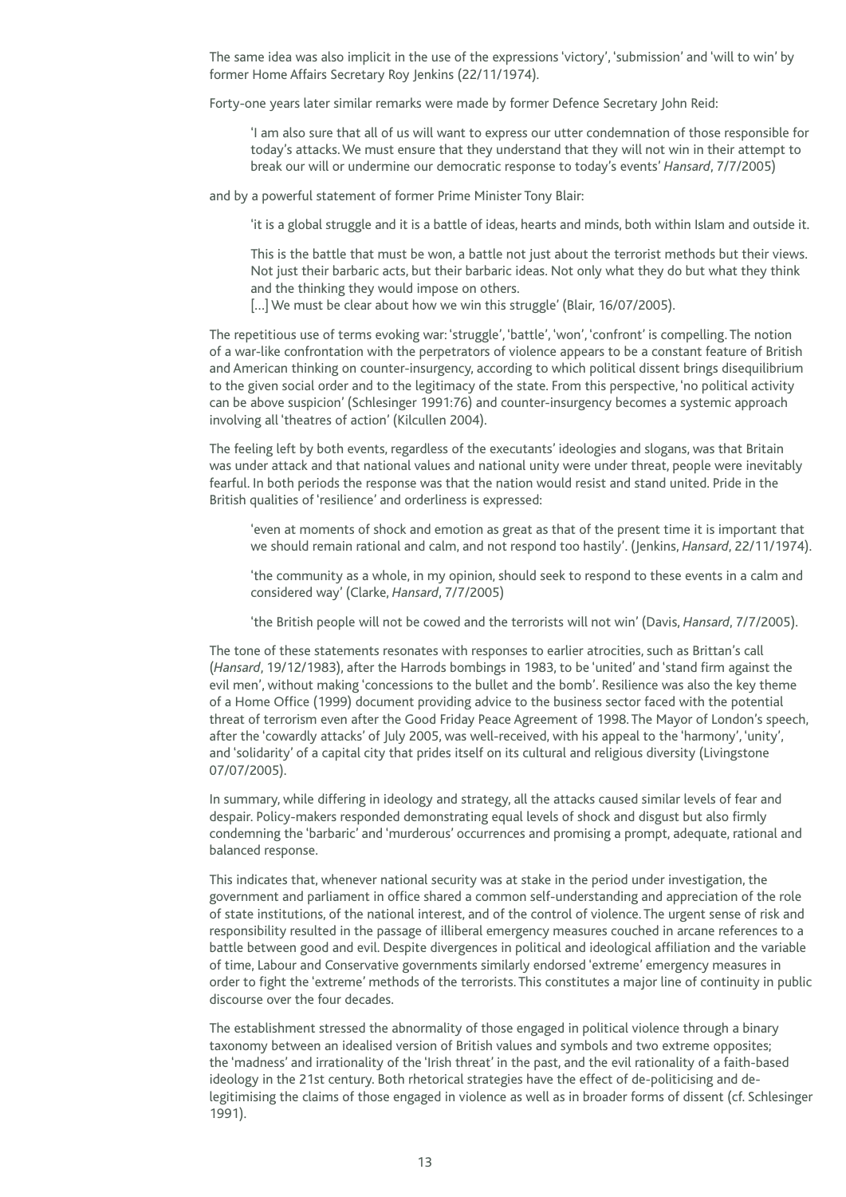The same idea was also implicit in the use of the expressions 'victory', 'submission' and 'will to win' by former Home Affairs Secretary Roy Jenkins (22/11/1974).

Forty-one years later similar remarks were made by former Defence Secretary John Reid:

> 'I am also sure that all of us will want to express our utter condemnation of those responsible for today's attacks. We must ensure that they understand that they will not win in their attempt to break our will or undermine our democratic response to today's events' *Hansard*, 7/7/2005)

and by a powerful statement of former Prime Minister Tony Blair:

> 'it is a global struggle and it is a battle of ideas, hearts and minds, both within Islam and outside it.
>
> This is the battle that must be won, a battle not just about the terrorist methods but their views. Not just their barbaric acts, but their barbaric ideas. Not only what they do but what they think and the thinking they would impose on others.
> [...] We must be clear about how we win this struggle' (Blair, 16/07/2005).

The repetitious use of terms evoking war: 'struggle', 'battle', 'won', 'confront' is compelling. The notion of a war-like confrontation with the perpetrators of violence appears to be a constant feature of British and American thinking on counter-insurgency, according to which political dissent brings disequilibrium to the given social order and to the legitimacy of the state. From this perspective, 'no political activity can be above suspicion' (Schlesinger 1991:76) and counter-insurgency becomes a systemic approach involving all 'theatres of action' (Kilcullen 2004).

The feeling left by both events, regardless of the executants' ideologies and slogans, was that Britain was under attack and that national values and national unity were under threat, people were inevitably fearful. In both periods the response was that the nation would resist and stand united. Pride in the British qualities of 'resilience' and orderliness is expressed:

> 'even at moments of shock and emotion as great as that of the present time it is important that we should remain rational and calm, and not respond too hastily'. (Jenkins, *Hansard*, 22/11/1974).
>
> 'the community as a whole, in my opinion, should seek to respond to these events in a calm and considered way' (Clarke, *Hansard*, 7/7/2005)
>
> 'the British people will not be cowed and the terrorists will not win' (Davis, *Hansard*, 7/7/2005).

The tone of these statements resonates with responses to earlier atrocities, such as Brittan's call (*Hansard*, 19/12/1983), after the Harrods bombings in 1983, to be 'united' and 'stand firm against the evil men', without making 'concessions to the bullet and the bomb'. Resilience was also the key theme of a Home Office (1999) document providing advice to the business sector faced with the potential threat of terrorism even after the Good Friday Peace Agreement of 1998. The Mayor of London's speech, after the 'cowardly attacks' of July 2005, was well-received, with his appeal to the 'harmony', 'unity', and 'solidarity' of a capital city that prides itself on its cultural and religious diversity (Livingstone 07/07/2005).

In summary, while differing in ideology and strategy, all the attacks caused similar levels of fear and despair. Policy-makers responded demonstrating equal levels of shock and disgust but also firmly condemning the 'barbaric' and 'murderous' occurrences and promising a prompt, adequate, rational and balanced response.

This indicates that, whenever national security was at stake in the period under investigation, the government and parliament in office shared a common self-understanding and appreciation of the role of state institutions, of the national interest, and of the control of violence. The urgent sense of risk and responsibility resulted in the passage of illiberal emergency measures couched in arcane references to a battle between good and evil. Despite divergences in political and ideological affiliation and the variable of time, Labour and Conservative governments similarly endorsed 'extreme' emergency measures in order to fight the 'extreme' methods of the terrorists. This constitutes a major line of continuity in public discourse over the four decades.

The establishment stressed the abnormality of those engaged in political violence through a binary taxonomy between an idealised version of British values and symbols and two extreme opposites; the 'madness' and irrationality of the 'Irish threat' in the past, and the evil rationality of a faith-based ideology in the 21st century. Both rhetorical strategies have the effect of de-politicising and de-legitimising the claims of those engaged in violence as well as in broader forms of dissent (cf. Schlesinger 1991).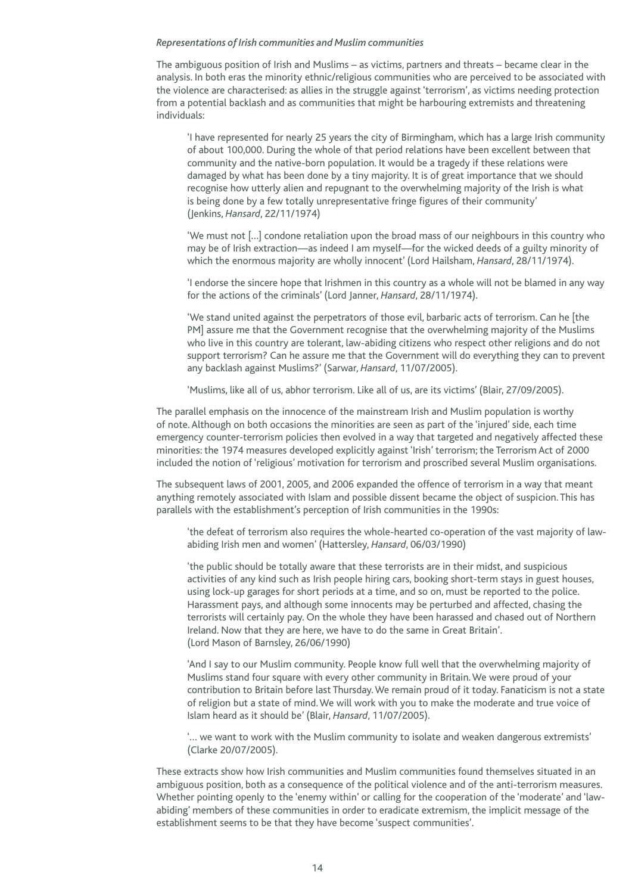*Representations of Irish communities and Muslim communities*

The ambiguous position of Irish and Muslims – as victims, partners and threats – became clear in the analysis. In both eras the minority ethnic/religious communities who are perceived to be associated with the violence are characterised: as allies in the struggle against 'terrorism', as victims needing protection from a potential backlash and as communities that might be harbouring extremists and threatening individuals:

> 'I have represented for nearly 25 years the city of Birmingham, which has a large Irish community of about 100,000. During the whole of that period relations have been excellent between that community and the native-born population. It would be a tragedy if these relations were damaged by what has been done by a tiny majority. It is of great importance that we should recognise how utterly alien and repugnant to the overwhelming majority of the Irish is what is being done by a few totally unrepresentative fringe figures of their community' (Jenkins, *Hansard*, 22/11/1974)

> 'We must not […] condone retaliation upon the broad mass of our neighbours in this country who may be of Irish extraction—as indeed I am myself—for the wicked deeds of a guilty minority of which the enormous majority are wholly innocent' (Lord Hailsham, *Hansard*, 28/11/1974).

> 'I endorse the sincere hope that Irishmen in this country as a whole will not be blamed in any way for the actions of the criminals' (Lord Janner, *Hansard*, 28/11/1974).

> 'We stand united against the perpetrators of those evil, barbaric acts of terrorism. Can he [the PM] assure me that the Government recognise that the overwhelming majority of the Muslims who live in this country are tolerant, law-abiding citizens who respect other religions and do not support terrorism? Can he assure me that the Government will do everything they can to prevent any backlash against Muslims?' (Sarwar, *Hansard*, 11/07/2005).

> 'Muslims, like all of us, abhor terrorism. Like all of us, are its victims' (Blair, 27/09/2005).

The parallel emphasis on the innocence of the mainstream Irish and Muslim population is worthy of note. Although on both occasions the minorities are seen as part of the 'injured' side, each time emergency counter-terrorism policies then evolved in a way that targeted and negatively affected these minorities: the 1974 measures developed explicitly against 'Irish' terrorism; the Terrorism Act of 2000 included the notion of 'religious' motivation for terrorism and proscribed several Muslim organisations.

The subsequent laws of 2001, 2005, and 2006 expanded the offence of terrorism in a way that meant anything remotely associated with Islam and possible dissent became the object of suspicion. This has parallels with the establishment's perception of Irish communities in the 1990s:

> 'the defeat of terrorism also requires the whole-hearted co-operation of the vast majority of law-abiding Irish men and women' (Hattersley, *Hansard*, 06/03/1990)

> 'the public should be totally aware that these terrorists are in their midst, and suspicious activities of any kind such as Irish people hiring cars, booking short-term stays in guest houses, using lock-up garages for short periods at a time, and so on, must be reported to the police. Harassment pays, and although some innocents may be perturbed and affected, chasing the terrorists will certainly pay. On the whole they have been harassed and chased out of Northern Ireland. Now that they are here, we have to do the same in Great Britain'. (Lord Mason of Barnsley, 26/06/1990)

> 'And I say to our Muslim community. People know full well that the overwhelming majority of Muslims stand four square with every other community in Britain. We were proud of your contribution to Britain before last Thursday. We remain proud of it today. Fanaticism is not a state of religion but a state of mind. We will work with you to make the moderate and true voice of Islam heard as it should be' (Blair, *Hansard*, 11/07/2005).

> '… we want to work with the Muslim community to isolate and weaken dangerous extremists' (Clarke 20/07/2005).

These extracts show how Irish communities and Muslim communities found themselves situated in an ambiguous position, both as a consequence of the political violence and of the anti-terrorism measures. Whether pointing openly to the 'enemy within' or calling for the cooperation of the 'moderate' and 'law-abiding' members of these communities in order to eradicate extremism, the implicit message of the establishment seems to be that they have become 'suspect communities'.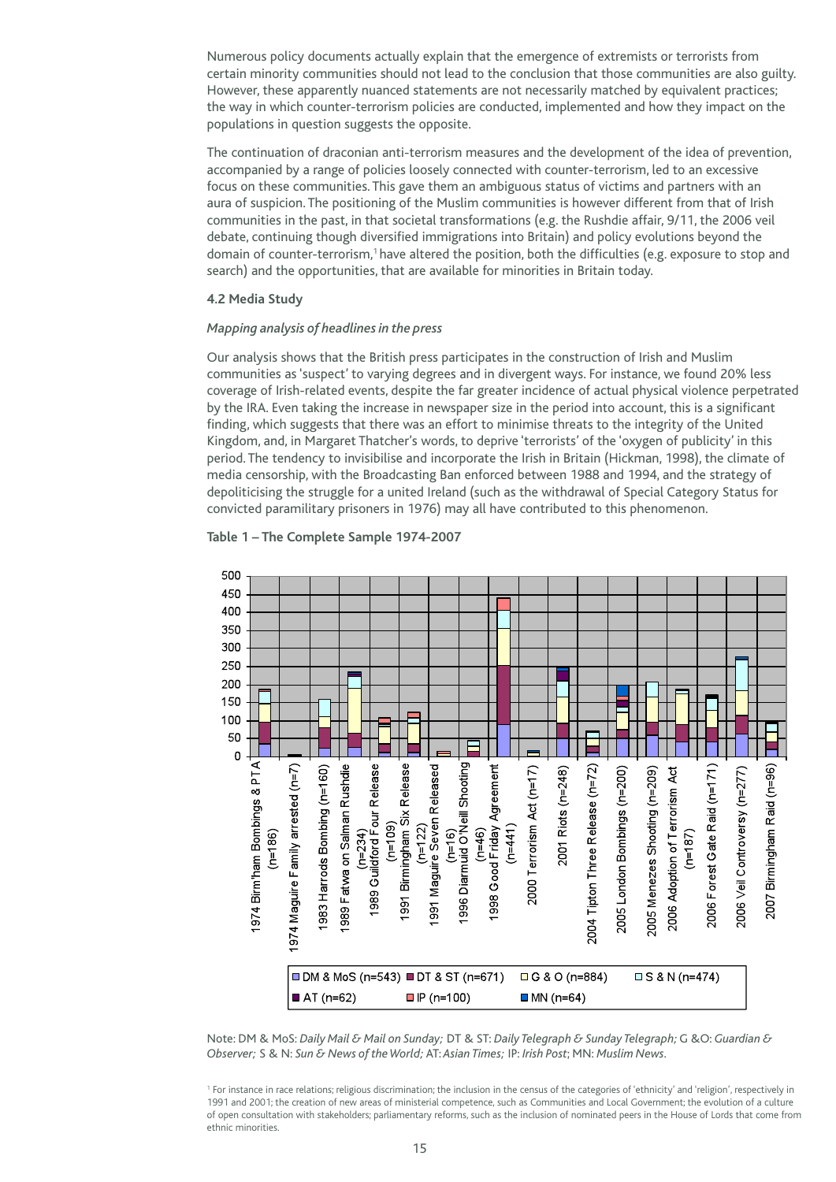Numerous policy documents actually explain that the emergence of extremists or terrorists from certain minority communities should not lead to the conclusion that those communities are also guilty. However, these apparently nuanced statements are not necessarily matched by equivalent practices; the way in which counter-terrorism policies are conducted, implemented and how they impact on the populations in question suggests the opposite.

The continuation of draconian anti-terrorism measures and the development of the idea of prevention, accompanied by a range of policies loosely connected with counter-terrorism, led to an excessive focus on these communities. This gave them an ambiguous status of victims and partners with an aura of suspicion. The positioning of the Muslim communities is however different from that of Irish communities in the past, in that societal transformations (e.g. the Rushdie affair, 9/11, the 2006 veil debate, continuing though diversified immigrations into Britain) and policy evolutions beyond the domain of counter-terrorism,[1] have altered the position, both the difficulties (e.g. exposure to stop and search) and the opportunities, that are available for minorities in Britain today.

#### 4.2 Media Study

*Mapping analysis of headlines in the press*

Our analysis shows that the British press participates in the construction of Irish and Muslim communities as 'suspect' to varying degrees and in divergent ways. For instance, we found 20% less coverage of Irish-related events, despite the far greater incidence of actual physical violence perpetrated by the IRA. Even taking the increase in newspaper size in the period into account, this is a significant finding, which suggests that there was an effort to minimise threats to the integrity of the United Kingdom, and, in Margaret Thatcher's words, to deprive 'terrorists' of the 'oxygen of publicity' in this period. The tendency to invisibilise and incorporate the Irish in Britain (Hickman, 1998), the climate of media censorship, with the Broadcasting Ban enforced between 1988 and 1994, and the strategy of depoliticising the struggle for a united Ireland (such as the withdrawal of Special Category Status for convicted paramilitary prisoners in 1976) may all have contributed to this phenomenon.

**Table 1 – The Complete Sample 1974-2007**

Chart categories: 1974 Birm'ham Bombings & PTA (n=186); 1974 Maguire Family arrested (n=7); 1983 Harrods Bombing (n=160); 1989 Fatwa on Salman Rushdie (n=234); 1989 Guildford Four Release (n=109); 1991 Birmingham Six Release (n=122); 1991 Maguire Seven Released (n=16); 1996 Diarmuid O'Neill Shooting (n=46); 1998 Good Friday Agreement (n=441); 2000 Terrorism Act (n=17); 2001 Riots (n=248); 2004 Tipton Three Release (n=72); 2005 London Bombings (n=200); 2005 Menezes Shooting (n=209); 2006 Adoption of Terrorism Act (n=187); 2006 Forest Gate Raid (n=171); 2006 Veil Controversy (n=277); 2007 Birmingham Raid (n=96)

Legend: DM & MoS (n=543); DT & ST (n=671); G & O (n=884); S & N (n=474); AT (n=62); IP (n=100); MN (n=64)

Note: DM & MoS: *Daily Mail & Mail on Sunday;* DT & ST: *Daily Telegraph & Sunday Telegraph;* G &O: *Guardian & Observer;* S & N: *Sun & News of the World;* AT: *Asian Times;* IP: *Irish Post*; MN: *Muslim News*.

[1] For instance in race relations; religious discrimination; the inclusion in the census of the categories of 'ethnicity' and 'religion', respectively in 1991 and 2001; the creation of new areas of ministerial competence, such as Communities and Local Government; the evolution of a culture of open consultation with stakeholders; parliamentary reforms, such as the inclusion of nominated peers in the House of Lords that come from ethnic minorities.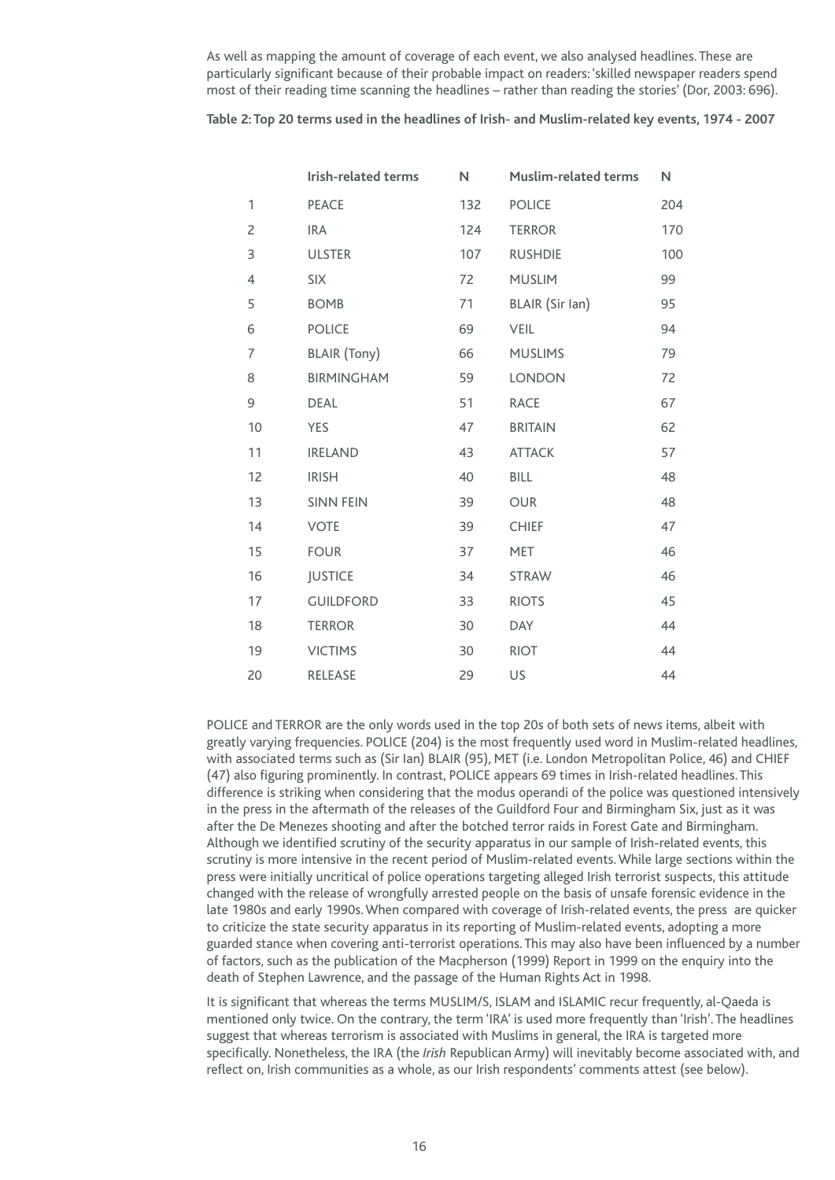As well as mapping the amount of coverage of each event, we also analysed headlines. These are particularly significant because of their probable impact on readers: 'skilled newspaper readers spend most of their reading time scanning the headlines – rather than reading the stories' (Dor, 2003: 696).

**Table 2: Top 20 terms used in the headlines of Irish- and Muslim-related key events, 1974 - 2007**

| | Irish-related terms | N | Muslim-related terms | N |
|---|---|---|---|---|
| 1 | PEACE | 132 | POLICE | 204 |
| 2 | IRA | 124 | TERROR | 170 |
| 3 | ULSTER | 107 | RUSHDIE | 100 |
| 4 | SIX | 72 | MUSLIM | 99 |
| 5 | BOMB | 71 | BLAIR (Sir Ian) | 95 |
| 6 | POLICE | 69 | VEIL | 94 |
| 7 | BLAIR (Tony) | 66 | MUSLIMS | 79 |
| 8 | BIRMINGHAM | 59 | LONDON | 72 |
| 9 | DEAL | 51 | RACE | 67 |
| 10 | YES | 47 | BRITAIN | 62 |
| 11 | IRELAND | 43 | ATTACK | 57 |
| 12 | IRISH | 40 | BILL | 48 |
| 13 | SINN FEIN | 39 | OUR | 48 |
| 14 | VOTE | 39 | CHIEF | 47 |
| 15 | FOUR | 37 | MET | 46 |
| 16 | JUSTICE | 34 | STRAW | 46 |
| 17 | GUILDFORD | 33 | RIOTS | 45 |
| 18 | TERROR | 30 | DAY | 44 |
| 19 | VICTIMS | 30 | RIOT | 44 |
| 20 | RELEASE | 29 | US | 44 |

POLICE and TERROR are the only words used in the top 20s of both sets of news items, albeit with greatly varying frequencies. POLICE (204) is the most frequently used word in Muslim-related headlines, with associated terms such as (Sir Ian) BLAIR (95), MET (i.e. London Metropolitan Police, 46) and CHIEF (47) also figuring prominently. In contrast, POLICE appears 69 times in Irish-related headlines. This difference is striking when considering that the modus operandi of the police was questioned intensively in the press in the aftermath of the releases of the Guildford Four and Birmingham Six, just as it was after the De Menezes shooting and after the botched terror raids in Forest Gate and Birmingham. Although we identified scrutiny of the security apparatus in our sample of Irish-related events, this scrutiny is more intensive in the recent period of Muslim-related events. While large sections within the press were initially uncritical of police operations targeting alleged Irish terrorist suspects, this attitude changed with the release of wrongfully arrested people on the basis of unsafe forensic evidence in the late 1980s and early 1990s. When compared with coverage of Irish-related events, the press are quicker to criticize the state security apparatus in its reporting of Muslim-related events, adopting a more guarded stance when covering anti-terrorist operations. This may also have been influenced by a number of factors, such as the publication of the Macpherson (1999) Report in 1999 on the enquiry into the death of Stephen Lawrence, and the passage of the Human Rights Act in 1998.

It is significant that whereas the terms MUSLIM/S, ISLAM and ISLAMIC recur frequently, al-Qaeda is mentioned only twice. On the contrary, the term 'IRA' is used more frequently than 'Irish'. The headlines suggest that whereas terrorism is associated with Muslims in general, the IRA is targeted more specifically. Nonetheless, the IRA (the *Irish* Republican Army) will inevitably become associated with, and reflect on, Irish communities as a whole, as our Irish respondents' comments attest (see below).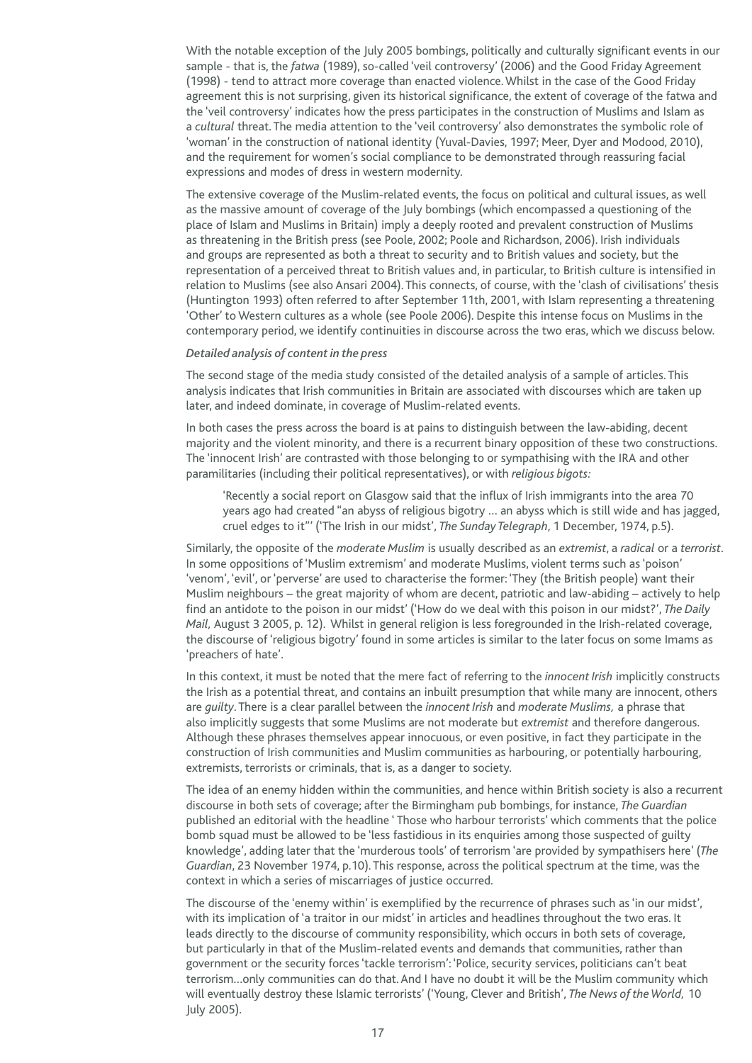With the notable exception of the July 2005 bombings, politically and culturally significant events in our sample - that is, the *fatwa* (1989), so-called 'veil controversy' (2006) and the Good Friday Agreement (1998) - tend to attract more coverage than enacted violence. Whilst in the case of the Good Friday agreement this is not surprising, given its historical significance, the extent of coverage of the fatwa and the 'veil controversy' indicates how the press participates in the construction of Muslims and Islam as a *cultural* threat. The media attention to the 'veil controversy' also demonstrates the symbolic role of 'woman' in the construction of national identity (Yuval-Davies, 1997; Meer, Dyer and Modood, 2010), and the requirement for women's social compliance to be demonstrated through reassuring facial expressions and modes of dress in western modernity.

The extensive coverage of the Muslim-related events, the focus on political and cultural issues, as well as the massive amount of coverage of the July bombings (which encompassed a questioning of the place of Islam and Muslims in Britain) imply a deeply rooted and prevalent construction of Muslims as threatening in the British press (see Poole, 2002; Poole and Richardson, 2006). Irish individuals and groups are represented as both a threat to security and to British values and society, but the representation of a perceived threat to British values and, in particular, to British culture is intensified in relation to Muslims (see also Ansari 2004). This connects, of course, with the 'clash of civilisations' thesis (Huntington 1993) often referred to after September 11th, 2001, with Islam representing a threatening 'Other' to Western cultures as a whole (see Poole 2006). Despite this intense focus on Muslims in the contemporary period, we identify continuities in discourse across the two eras, which we discuss below.

*Detailed analysis of content in the press*

The second stage of the media study consisted of the detailed analysis of a sample of articles. This analysis indicates that Irish communities in Britain are associated with discourses which are taken up later, and indeed dominate, in coverage of Muslim-related events.

In both cases the press across the board is at pains to distinguish between the law-abiding, decent majority and the violent minority, and there is a recurrent binary opposition of these two constructions. The 'innocent Irish' are contrasted with those belonging to or sympathising with the IRA and other paramilitaries (including their political representatives), or with *religious bigots:*

> 'Recently a social report on Glasgow said that the influx of Irish immigrants into the area 70 years ago had created "an abyss of religious bigotry … an abyss which is still wide and has jagged, cruel edges to it"' ('The Irish in our midst', *The Sunday Telegraph*, 1 December, 1974, p.5).

Similarly, the opposite of the *moderate Muslim* is usually described as an *extremist*, a *radical* or a *terrorist*. In some oppositions of 'Muslim extremism' and moderate Muslims, violent terms such as 'poison' 'venom', 'evil', or 'perverse' are used to characterise the former: 'They (the British people) want their Muslim neighbours – the great majority of whom are decent, patriotic and law-abiding – actively to help find an antidote to the poison in our midst' ('How do we deal with this poison in our midst?', *The Daily Mail,* August 3 2005, p. 12). Whilst in general religion is less foregrounded in the Irish-related coverage, the discourse of 'religious bigotry' found in some articles is similar to the later focus on some Imams as 'preachers of hate'.

In this context, it must be noted that the mere fact of referring to the *innocent Irish* implicitly constructs the Irish as a potential threat, and contains an inbuilt presumption that while many are innocent, others are *guilty*. There is a clear parallel between the *innocent Irish* and *moderate Muslims,* a phrase that also implicitly suggests that some Muslims are not moderate but *extremist* and therefore dangerous. Although these phrases themselves appear innocuous, or even positive, in fact they participate in the construction of Irish communities and Muslim communities as harbouring, or potentially harbouring, extremists, terrorists or criminals, that is, as a danger to society.

The idea of an enemy hidden within the communities, and hence within British society is also a recurrent discourse in both sets of coverage; after the Birmingham pub bombings, for instance, *The Guardian* published an editorial with the headline ' Those who harbour terrorists' which comments that the police bomb squad must be allowed to be 'less fastidious in its enquiries among those suspected of guilty knowledge', adding later that the 'murderous tools' of terrorism 'are provided by sympathisers here' (*The Guardian*, 23 November 1974, p.10). This response, across the political spectrum at the time, was the context in which a series of miscarriages of justice occurred.

The discourse of the 'enemy within' is exemplified by the recurrence of phrases such as 'in our midst', with its implication of 'a traitor in our midst' in articles and headlines throughout the two eras. It leads directly to the discourse of community responsibility, which occurs in both sets of coverage, but particularly in that of the Muslim-related events and demands that communities, rather than government or the security forces 'tackle terrorism': 'Police, security services, politicians can't beat terrorism…only communities can do that. And I have no doubt it will be the Muslim community which will eventually destroy these Islamic terrorists' ('Young, Clever and British', *The News of the World,* 10 July 2005).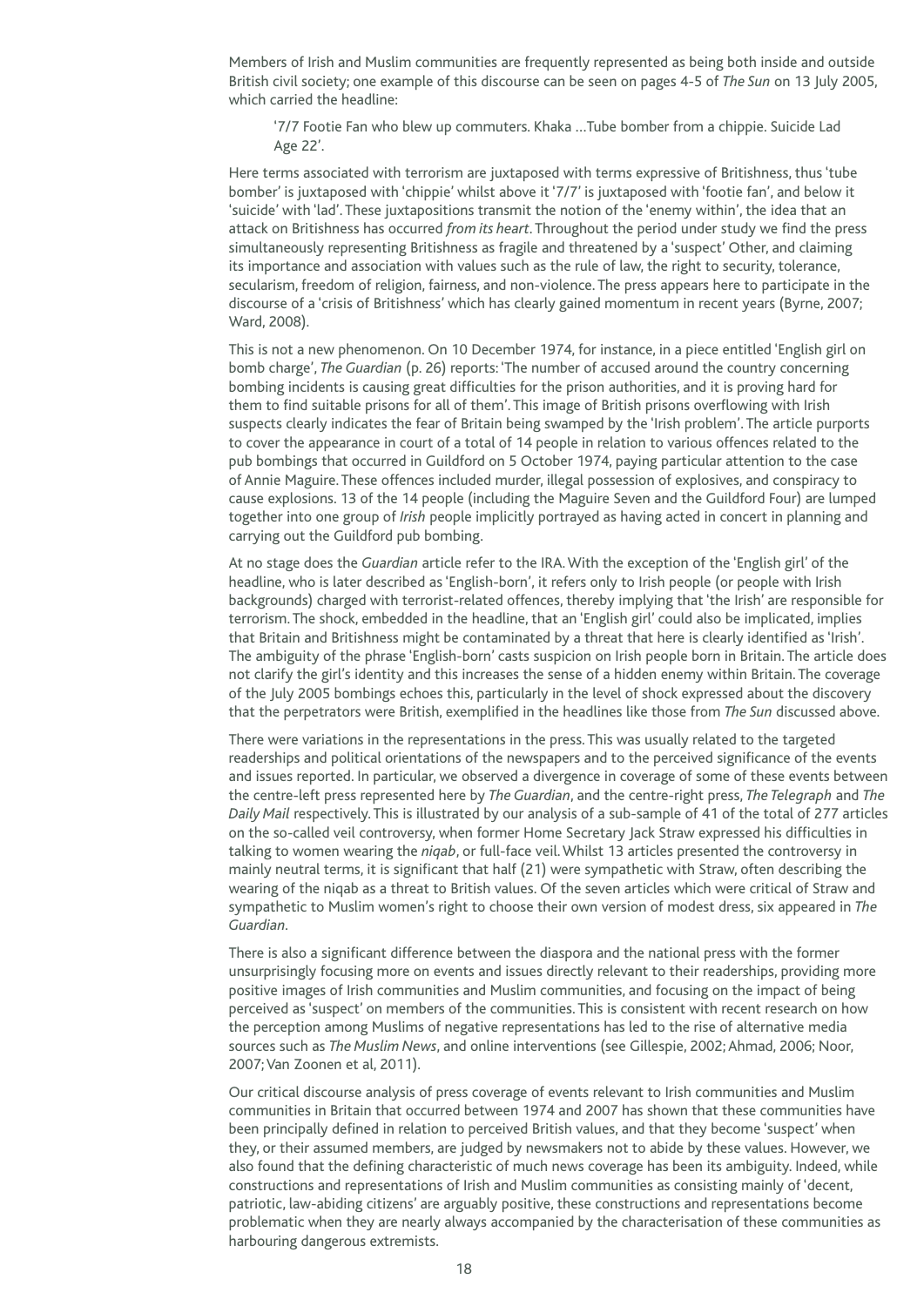Members of Irish and Muslim communities are frequently represented as being both inside and outside British civil society; one example of this discourse can be seen on pages 4-5 of *The Sun* on 13 July 2005, which carried the headline:

> '7/7 Footie Fan who blew up commuters. Khaka …Tube bomber from a chippie. Suicide Lad Age 22'.

Here terms associated with terrorism are juxtaposed with terms expressive of Britishness, thus 'tube bomber' is juxtaposed with 'chippie' whilst above it '7/7' is juxtaposed with 'footie fan', and below it 'suicide' with 'lad'. These juxtapositions transmit the notion of the 'enemy within', the idea that an attack on Britishness has occurred *from its heart*. Throughout the period under study we find the press simultaneously representing Britishness as fragile and threatened by a 'suspect' Other, and claiming its importance and association with values such as the rule of law, the right to security, tolerance, secularism, freedom of religion, fairness, and non-violence. The press appears here to participate in the discourse of a 'crisis of Britishness' which has clearly gained momentum in recent years (Byrne, 2007; Ward, 2008).

This is not a new phenomenon. On 10 December 1974, for instance, in a piece entitled 'English girl on bomb charge', *The Guardian* (p. 26) reports: 'The number of accused around the country concerning bombing incidents is causing great difficulties for the prison authorities, and it is proving hard for them to find suitable prisons for all of them'. This image of British prisons overflowing with Irish suspects clearly indicates the fear of Britain being swamped by the 'Irish problem'. The article purports to cover the appearance in court of a total of 14 people in relation to various offences related to the pub bombings that occurred in Guildford on 5 October 1974, paying particular attention to the case of Annie Maguire. These offences included murder, illegal possession of explosives, and conspiracy to cause explosions. 13 of the 14 people (including the Maguire Seven and the Guildford Four) are lumped together into one group of *Irish* people implicitly portrayed as having acted in concert in planning and carrying out the Guildford pub bombing.

At no stage does the *Guardian* article refer to the IRA. With the exception of the 'English girl' of the headline, who is later described as 'English-born', it refers only to Irish people (or people with Irish backgrounds) charged with terrorist-related offences, thereby implying that 'the Irish' are responsible for terrorism. The shock, embedded in the headline, that an 'English girl' could also be implicated, implies that Britain and Britishness might be contaminated by a threat that here is clearly identified as 'Irish'. The ambiguity of the phrase 'English-born' casts suspicion on Irish people born in Britain. The article does not clarify the girl's identity and this increases the sense of a hidden enemy within Britain. The coverage of the July 2005 bombings echoes this, particularly in the level of shock expressed about the discovery that the perpetrators were British, exemplified in the headlines like those from *The Sun* discussed above.

There were variations in the representations in the press. This was usually related to the targeted readerships and political orientations of the newspapers and to the perceived significance of the events and issues reported. In particular, we observed a divergence in coverage of some of these events between the centre-left press represented here by *The Guardian*, and the centre-right press, *The Telegraph* and *The Daily Mail* respectively. This is illustrated by our analysis of a sub-sample of 41 of the total of 277 articles on the so-called veil controversy, when former Home Secretary Jack Straw expressed his difficulties in talking to women wearing the *niqab*, or full-face veil. Whilst 13 articles presented the controversy in mainly neutral terms, it is significant that half (21) were sympathetic with Straw, often describing the wearing of the niqab as a threat to British values. Of the seven articles which were critical of Straw and sympathetic to Muslim women's right to choose their own version of modest dress, six appeared in *The Guardian*.

There is also a significant difference between the diaspora and the national press with the former unsurprisingly focusing more on events and issues directly relevant to their readerships, providing more positive images of Irish communities and Muslim communities, and focusing on the impact of being perceived as 'suspect' on members of the communities. This is consistent with recent research on how the perception among Muslims of negative representations has led to the rise of alternative media sources such as *The Muslim News*, and online interventions (see Gillespie, 2002; Ahmad, 2006; Noor, 2007; Van Zoonen et al, 2011).

Our critical discourse analysis of press coverage of events relevant to Irish communities and Muslim communities in Britain that occurred between 1974 and 2007 has shown that these communities have been principally defined in relation to perceived British values, and that they become 'suspect' when they, or their assumed members, are judged by newsmakers not to abide by these values. However, we also found that the defining characteristic of much news coverage has been its ambiguity. Indeed, while constructions and representations of Irish and Muslim communities as consisting mainly of 'decent, patriotic, law-abiding citizens' are arguably positive, these constructions and representations become problematic when they are nearly always accompanied by the characterisation of these communities as harbouring dangerous extremists.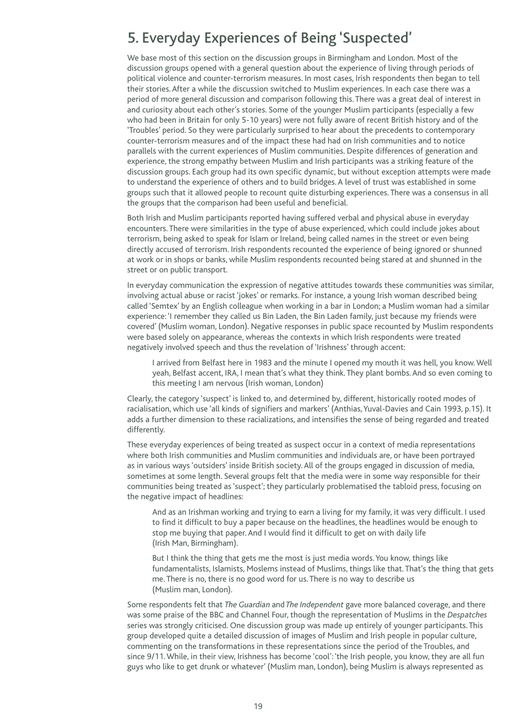## 5. Everyday Experiences of Being 'Suspected'

We base most of this section on the discussion groups in Birmingham and London. Most of the discussion groups opened with a general question about the experience of living through periods of political violence and counter-terrorism measures. In most cases, Irish respondents then began to tell their stories. After a while the discussion switched to Muslim experiences. In each case there was a period of more general discussion and comparison following this. There was a great deal of interest in and curiosity about each other's stories. Some of the younger Muslim participants (especially a few who had been in Britain for only 5-10 years) were not fully aware of recent British history and of the 'Troubles' period. So they were particularly surprised to hear about the precedents to contemporary counter-terrorism measures and of the impact these had had on Irish communities and to notice parallels with the current experiences of Muslim communities. Despite differences of generation and experience, the strong empathy between Muslim and Irish participants was a striking feature of the discussion groups. Each group had its own specific dynamic, but without exception attempts were made to understand the experience of others and to build bridges. A level of trust was established in some groups such that it allowed people to recount quite disturbing experiences. There was a consensus in all the groups that the comparison had been useful and beneficial.

Both Irish and Muslim participants reported having suffered verbal and physical abuse in everyday encounters. There were similarities in the type of abuse experienced, which could include jokes about terrorism, being asked to speak for Islam or Ireland, being called names in the street or even being directly accused of terrorism. Irish respondents recounted the experience of being ignored or shunned at work or in shops or banks, while Muslim respondents recounted being stared at and shunned in the street or on public transport.

In everyday communication the expression of negative attitudes towards these communities was similar, involving actual abuse or racist 'jokes' or remarks. For instance, a young Irish woman described being called 'Semtex' by an English colleague when working in a bar in London; a Muslim woman had a similar experience: 'I remember they called us Bin Laden, the Bin Laden family, just because my friends were covered' (Muslim woman, London). Negative responses in public space recounted by Muslim respondents were based solely on appearance, whereas the contexts in which Irish respondents were treated negatively involved speech and thus the revelation of 'Irishness' through accent:

> I arrived from Belfast here in 1983 and the minute I opened my mouth it was hell, you know. Well yeah, Belfast accent, IRA, I mean that's what they think. They plant bombs. And so even coming to this meeting I am nervous (Irish woman, London)

Clearly, the category 'suspect' is linked to, and determined by, different, historically rooted modes of racialisation, which use 'all kinds of signifiers and markers' (Anthias, Yuval-Davies and Cain 1993, p.15). It adds a further dimension to these racializations, and intensifies the sense of being regarded and treated differently.

These everyday experiences of being treated as suspect occur in a context of media representations where both Irish communities and Muslim communities and individuals are, or have been portrayed as in various ways 'outsiders' inside British society. All of the groups engaged in discussion of media, sometimes at some length. Several groups felt that the media were in some way responsible for their communities being treated as 'suspect'; they particularly problematised the tabloid press, focusing on the negative impact of headlines:

> And as an Irishman working and trying to earn a living for my family, it was very difficult. I used to find it difficult to buy a paper because on the headlines, the headlines would be enough to stop me buying that paper. And I would find it difficult to get on with daily life (Irish Man, Birmingham).

> But I think the thing that gets me the most is just media words. You know, things like fundamentalists, Islamists, Moslems instead of Muslims, things like that. That's the thing that gets me. There is no, there is no good word for us. There is no way to describe us (Muslim man, London).

Some respondents felt that *The Guardian* and *The Independent* gave more balanced coverage, and there was some praise of the BBC and Channel Four, though the representation of Muslims in the *Despatches* series was strongly criticised. One discussion group was made up entirely of younger participants. This group developed quite a detailed discussion of images of Muslim and Irish people in popular culture, commenting on the transformations in these representations since the period of the Troubles, and since 9/11. While, in their view, Irishness has become 'cool': 'the Irish people, you know, they are all fun guys who like to get drunk or whatever' (Muslim man, London), being Muslim is always represented as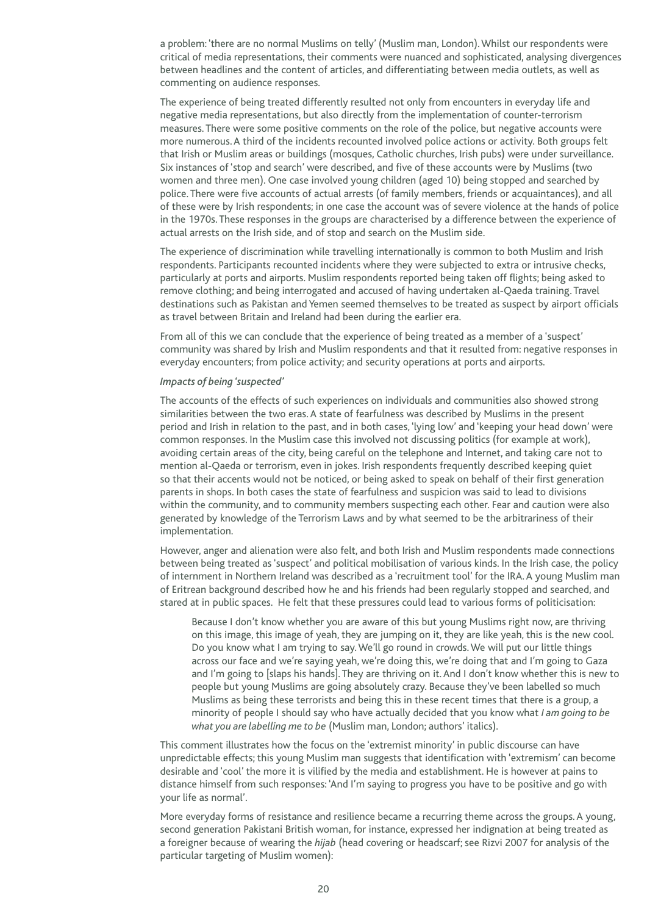a problem: 'there are no normal Muslims on telly' (Muslim man, London). Whilst our respondents were critical of media representations, their comments were nuanced and sophisticated, analysing divergences between headlines and the content of articles, and differentiating between media outlets, as well as commenting on audience responses.

The experience of being treated differently resulted not only from encounters in everyday life and negative media representations, but also directly from the implementation of counter-terrorism measures. There were some positive comments on the role of the police, but negative accounts were more numerous. A third of the incidents recounted involved police actions or activity. Both groups felt that Irish or Muslim areas or buildings (mosques, Catholic churches, Irish pubs) were under surveillance. Six instances of 'stop and search' were described, and five of these accounts were by Muslims (two women and three men). One case involved young children (aged 10) being stopped and searched by police. There were five accounts of actual arrests (of family members, friends or acquaintances), and all of these were by Irish respondents; in one case the account was of severe violence at the hands of police in the 1970s. These responses in the groups are characterised by a difference between the experience of actual arrests on the Irish side, and of stop and search on the Muslim side.

The experience of discrimination while travelling internationally is common to both Muslim and Irish respondents. Participants recounted incidents where they were subjected to extra or intrusive checks, particularly at ports and airports. Muslim respondents reported being taken off flights; being asked to remove clothing; and being interrogated and accused of having undertaken al-Qaeda training. Travel destinations such as Pakistan and Yemen seemed themselves to be treated as suspect by airport officials as travel between Britain and Ireland had been during the earlier era.

From all of this we can conclude that the experience of being treated as a member of a 'suspect' community was shared by Irish and Muslim respondents and that it resulted from: negative responses in everyday encounters; from police activity; and security operations at ports and airports.

*Impacts of being 'suspected'*

The accounts of the effects of such experiences on individuals and communities also showed strong similarities between the two eras. A state of fearfulness was described by Muslims in the present period and Irish in relation to the past, and in both cases, 'lying low' and 'keeping your head down' were common responses. In the Muslim case this involved not discussing politics (for example at work), avoiding certain areas of the city, being careful on the telephone and Internet, and taking care not to mention al-Qaeda or terrorism, even in jokes. Irish respondents frequently described keeping quiet so that their accents would not be noticed, or being asked to speak on behalf of their first generation parents in shops. In both cases the state of fearfulness and suspicion was said to lead to divisions within the community, and to community members suspecting each other. Fear and caution were also generated by knowledge of the Terrorism Laws and by what seemed to be the arbitrariness of their implementation.

However, anger and alienation were also felt, and both Irish and Muslim respondents made connections between being treated as 'suspect' and political mobilisation of various kinds. In the Irish case, the policy of internment in Northern Ireland was described as a 'recruitment tool' for the IRA. A young Muslim man of Eritrean background described how he and his friends had been regularly stopped and searched, and stared at in public spaces. He felt that these pressures could lead to various forms of politicisation:

> Because I don't know whether you are aware of this but young Muslims right now, are thriving on this image, this image of yeah, they are jumping on it, they are like yeah, this is the new cool. Do you know what I am trying to say. We'll go round in crowds. We will put our little things across our face and we're saying yeah, we're doing this, we're doing that and I'm going to Gaza and I'm going to [slaps his hands]. They are thriving on it. And I don't know whether this is new to people but young Muslims are going absolutely crazy. Because they've been labelled so much Muslims as being these terrorists and being this in these recent times that there is a group, a minority of people I should say who have actually decided that you know what *I am going to be what you are labelling me to be* (Muslim man, London; authors' italics).

This comment illustrates how the focus on the 'extremist minority' in public discourse can have unpredictable effects; this young Muslim man suggests that identification with 'extremism' can become desirable and 'cool' the more it is vilified by the media and establishment. He is however at pains to distance himself from such responses: 'And I'm saying to progress you have to be positive and go with your life as normal'.

More everyday forms of resistance and resilience became a recurring theme across the groups. A young, second generation Pakistani British woman, for instance, expressed her indignation at being treated as a foreigner because of wearing the *hijab* (head covering or headscarf; see Rizvi 2007 for analysis of the particular targeting of Muslim women):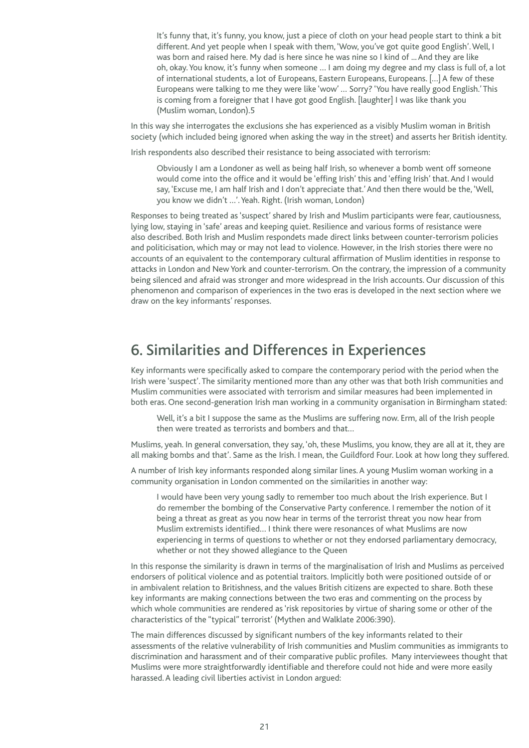> It's funny that, it's funny, you know, just a piece of cloth on your head people start to think a bit different. And yet people when I speak with them, 'Wow, you've got quite good English'. Well, I was born and raised here. My dad is here since he was nine so I kind of ... And they are like oh, okay. You know, it's funny when someone ... I am doing my degree and my class is full of, a lot of international students, a lot of Europeans, Eastern Europeans, Europeans. [...] A few of these Europeans were talking to me they were like 'wow' ... Sorry? 'You have really good English.' This is coming from a foreigner that I have got good English. [laughter] I was like thank you (Muslim woman, London).5

In this way she interrogates the exclusions she has experienced as a visibly Muslim woman in British society (which included being ignored when asking the way in the street) and asserts her British identity.

Irish respondents also described their resistance to being associated with terrorism:

> Obviously I am a Londoner as well as being half Irish, so whenever a bomb went off someone would come into the office and it would be 'effing Irish' this and 'effing Irish' that. And I would say, 'Excuse me, I am half Irish and I don't appreciate that.' And then there would be the, 'Well, you know we didn't ...'. Yeah. Right. (Irish woman, London)

Responses to being treated as 'suspect' shared by Irish and Muslim participants were fear, cautiousness, lying low, staying in 'safe' areas and keeping quiet. Resilience and various forms of resistance were also described. Both Irish and Muslim respondets made direct links between counter-terrorism policies and politicisation, which may or may not lead to violence. However, in the Irish stories there were no accounts of an equivalent to the contemporary cultural affirmation of Muslim identities in response to attacks in London and New York and counter-terrorism. On the contrary, the impression of a community being silenced and afraid was stronger and more widespread in the Irish accounts. Our discussion of this phenomenon and comparison of experiences in the two eras is developed in the next section where we draw on the key informants' responses.

## 6. Similarities and Differences in Experiences

Key informants were specifically asked to compare the contemporary period with the period when the Irish were 'suspect'. The similarity mentioned more than any other was that both Irish communities and Muslim communities were associated with terrorism and similar measures had been implemented in both eras. One second-generation Irish man working in a community organisation in Birmingham stated:

> Well, it's a bit I suppose the same as the Muslims are suffering now. Erm, all of the Irish people then were treated as terrorists and bombers and that...

Muslims, yeah. In general conversation, they say, 'oh, these Muslims, you know, they are all at it, they are all making bombs and that'. Same as the Irish. I mean, the Guildford Four. Look at how long they suffered.

A number of Irish key informants responded along similar lines. A young Muslim woman working in a community organisation in London commented on the similarities in another way:

> I would have been very young sadly to remember too much about the Irish experience. But I do remember the bombing of the Conservative Party conference. I remember the notion of it being a threat as great as you now hear in terms of the terrorist threat you now hear from Muslim extremists identified... I think there were resonances of what Muslims are now experiencing in terms of questions to whether or not they endorsed parliamentary democracy, whether or not they showed allegiance to the Queen

In this response the similarity is drawn in terms of the marginalisation of Irish and Muslims as perceived endorsers of political violence and as potential traitors. Implicitly both were positioned outside of or in ambivalent relation to Britishness, and the values British citizens are expected to share. Both these key informants are making connections between the two eras and commenting on the process by which whole communities are rendered as 'risk repositories by virtue of sharing some or other of the characteristics of the "typical" terrorist' (Mythen and Walklate 2006:390).

The main differences discussed by significant numbers of the key informants related to their assessments of the relative vulnerability of Irish communities and Muslim communities as immigrants to discrimination and harassment and of their comparative public profiles. Many interviewees thought that Muslims were more straightforwardly identifiable and therefore could not hide and were more easily harassed. A leading civil liberties activist in London argued: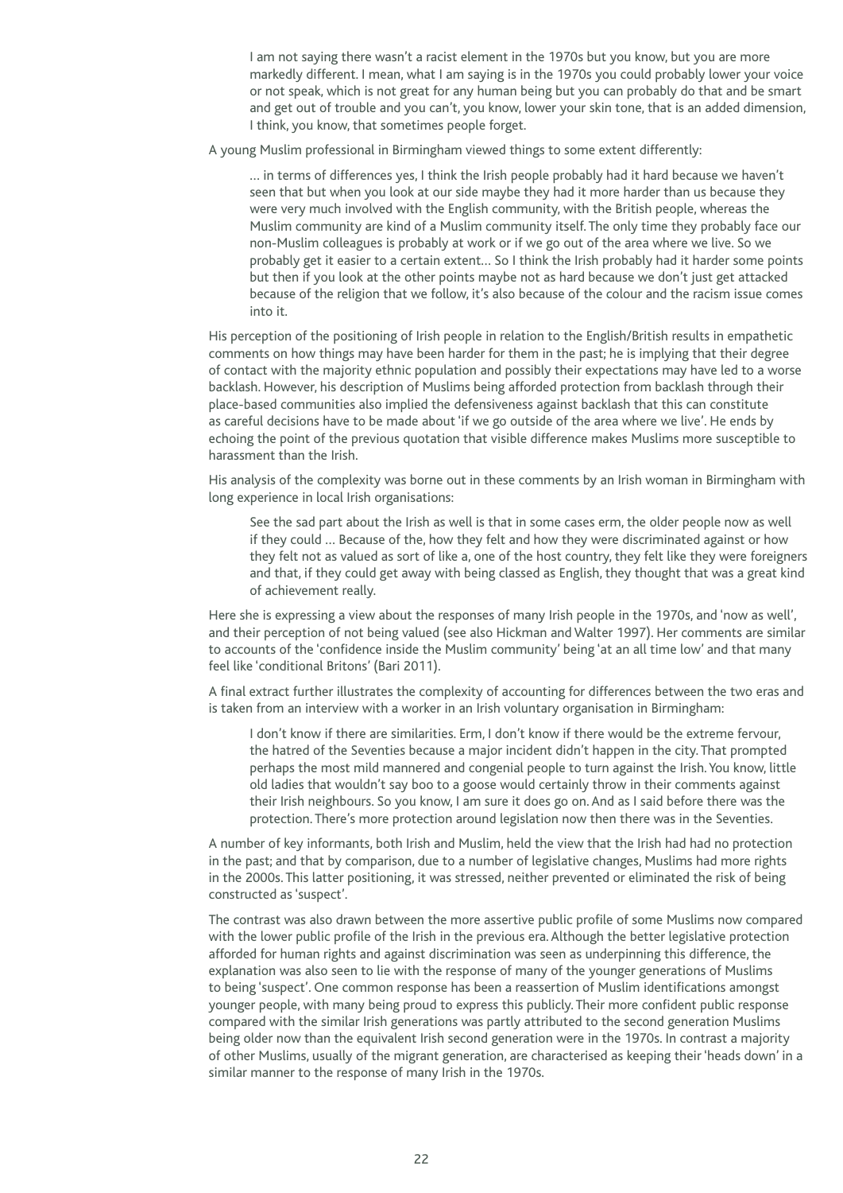> I am not saying there wasn't a racist element in the 1970s but you know, but you are more markedly different. I mean, what I am saying is in the 1970s you could probably lower your voice or not speak, which is not great for any human being but you can probably do that and be smart and get out of trouble and you can't, you know, lower your skin tone, that is an added dimension, I think, you know, that sometimes people forget.

A young Muslim professional in Birmingham viewed things to some extent differently:

> … in terms of differences yes, I think the Irish people probably had it hard because we haven't seen that but when you look at our side maybe they had it more harder than us because they were very much involved with the English community, with the British people, whereas the Muslim community are kind of a Muslim community itself. The only time they probably face our non-Muslim colleagues is probably at work or if we go out of the area where we live. So we probably get it easier to a certain extent… So I think the Irish probably had it harder some points but then if you look at the other points maybe not as hard because we don't just get attacked because of the religion that we follow, it's also because of the colour and the racism issue comes into it.

His perception of the positioning of Irish people in relation to the English/British results in empathetic comments on how things may have been harder for them in the past; he is implying that their degree of contact with the majority ethnic population and possibly their expectations may have led to a worse backlash. However, his description of Muslims being afforded protection from backlash through their place-based communities also implied the defensiveness against backlash that this can constitute as careful decisions have to be made about 'if we go outside of the area where we live'. He ends by echoing the point of the previous quotation that visible difference makes Muslims more susceptible to harassment than the Irish.

His analysis of the complexity was borne out in these comments by an Irish woman in Birmingham with long experience in local Irish organisations:

> See the sad part about the Irish as well is that in some cases erm, the older people now as well if they could … Because of the, how they felt and how they were discriminated against or how they felt not as valued as sort of like a, one of the host country, they felt like they were foreigners and that, if they could get away with being classed as English, they thought that was a great kind of achievement really.

Here she is expressing a view about the responses of many Irish people in the 1970s, and 'now as well', and their perception of not being valued (see also Hickman and Walter 1997). Her comments are similar to accounts of the 'confidence inside the Muslim community' being 'at an all time low' and that many feel like 'conditional Britons' (Bari 2011).

A final extract further illustrates the complexity of accounting for differences between the two eras and is taken from an interview with a worker in an Irish voluntary organisation in Birmingham:

> I don't know if there are similarities. Erm, I don't know if there would be the extreme fervour, the hatred of the Seventies because a major incident didn't happen in the city. That prompted perhaps the most mild mannered and congenial people to turn against the Irish. You know, little old ladies that wouldn't say boo to a goose would certainly throw in their comments against their Irish neighbours. So you know, I am sure it does go on. And as I said before there was the protection. There's more protection around legislation now then there was in the Seventies.

A number of key informants, both Irish and Muslim, held the view that the Irish had had no protection in the past; and that by comparison, due to a number of legislative changes, Muslims had more rights in the 2000s. This latter positioning, it was stressed, neither prevented or eliminated the risk of being constructed as 'suspect'.

The contrast was also drawn between the more assertive public profile of some Muslims now compared with the lower public profile of the Irish in the previous era. Although the better legislative protection afforded for human rights and against discrimination was seen as underpinning this difference, the explanation was also seen to lie with the response of many of the younger generations of Muslims to being 'suspect'. One common response has been a reassertion of Muslim identifications amongst younger people, with many being proud to express this publicly. Their more confident public response compared with the similar Irish generations was partly attributed to the second generation Muslims being older now than the equivalent Irish second generation were in the 1970s. In contrast a majority of other Muslims, usually of the migrant generation, are characterised as keeping their 'heads down' in a similar manner to the response of many Irish in the 1970s.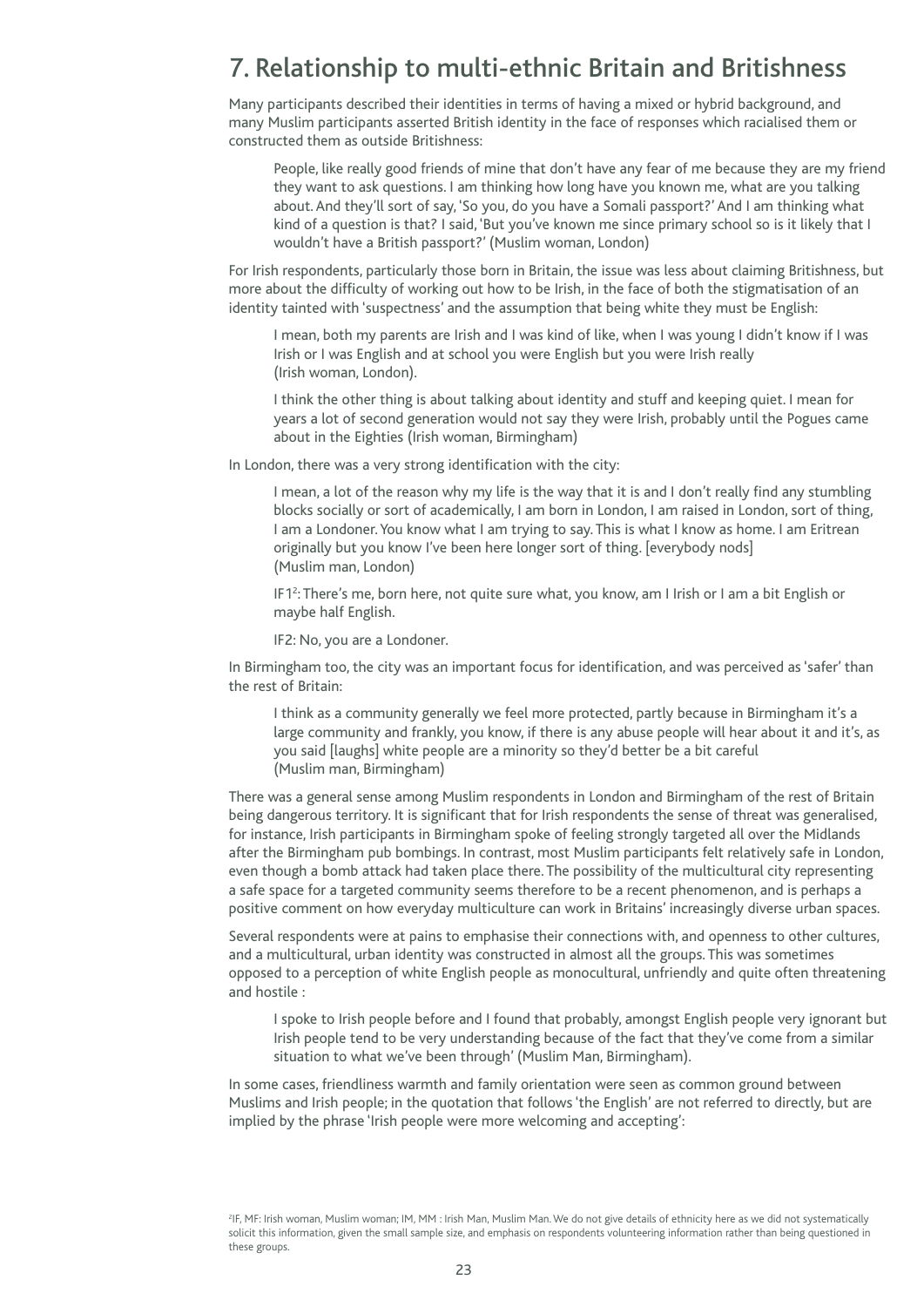## 7. Relationship to multi-ethnic Britain and Britishness

Many participants described their identities in terms of having a mixed or hybrid background, and many Muslim participants asserted British identity in the face of responses which racialised them or constructed them as outside Britishness:

> People, like really good friends of mine that don't have any fear of me because they are my friend they want to ask questions. I am thinking how long have you known me, what are you talking about. And they'll sort of say, 'So you, do you have a Somali passport?' And I am thinking what kind of a question is that? I said, 'But you've known me since primary school so is it likely that I wouldn't have a British passport?' (Muslim woman, London)

For Irish respondents, particularly those born in Britain, the issue was less about claiming Britishness, but more about the difficulty of working out how to be Irish, in the face of both the stigmatisation of an identity tainted with 'suspectness' and the assumption that being white they must be English:

> I mean, both my parents are Irish and I was kind of like, when I was young I didn't know if I was Irish or I was English and at school you were English but you were Irish really (Irish woman, London).

> I think the other thing is about talking about identity and stuff and keeping quiet. I mean for years a lot of second generation would not say they were Irish, probably until the Pogues came about in the Eighties (Irish woman, Birmingham)

In London, there was a very strong identification with the city:

> I mean, a lot of the reason why my life is the way that it is and I don't really find any stumbling blocks socially or sort of academically, I am born in London, I am raised in London, sort of thing, I am a Londoner. You know what I am trying to say. This is what I know as home. I am Eritrean originally but you know I've been here longer sort of thing. [everybody nods] (Muslim man, London)

> IF1[2]: There's me, born here, not quite sure what, you know, am I Irish or I am a bit English or maybe half English.
>
> IF2: No, you are a Londoner.

In Birmingham too, the city was an important focus for identification, and was perceived as 'safer' than the rest of Britain:

> I think as a community generally we feel more protected, partly because in Birmingham it's a large community and frankly, you know, if there is any abuse people will hear about it and it's, as you said [laughs] white people are a minority so they'd better be a bit careful (Muslim man, Birmingham)

There was a general sense among Muslim respondents in London and Birmingham of the rest of Britain being dangerous territory. It is significant that for Irish respondents the sense of threat was generalised, for instance, Irish participants in Birmingham spoke of feeling strongly targeted all over the Midlands after the Birmingham pub bombings. In contrast, most Muslim participants felt relatively safe in London, even though a bomb attack had taken place there. The possibility of the multicultural city representing a safe space for a targeted community seems therefore to be a recent phenomenon, and is perhaps a positive comment on how everyday multiculture can work in Britains' increasingly diverse urban spaces.

Several respondents were at pains to emphasise their connections with, and openness to other cultures, and a multicultural, urban identity was constructed in almost all the groups. This was sometimes opposed to a perception of white English people as monocultural, unfriendly and quite often threatening and hostile :

> I spoke to Irish people before and I found that probably, amongst English people very ignorant but Irish people tend to be very understanding because of the fact that they've come from a similar situation to what we've been through' (Muslim Man, Birmingham).

In some cases, friendliness warmth and family orientation were seen as common ground between Muslims and Irish people; in the quotation that follows 'the English' are not referred to directly, but are implied by the phrase 'Irish people were more welcoming and accepting':

[2] IF, MF: Irish woman, Muslim woman; IM, MM : Irish Man, Muslim Man. We do not give details of ethnicity here as we did not systematically solicit this information, given the small sample size, and emphasis on respondents volunteering information rather than being questioned in these groups.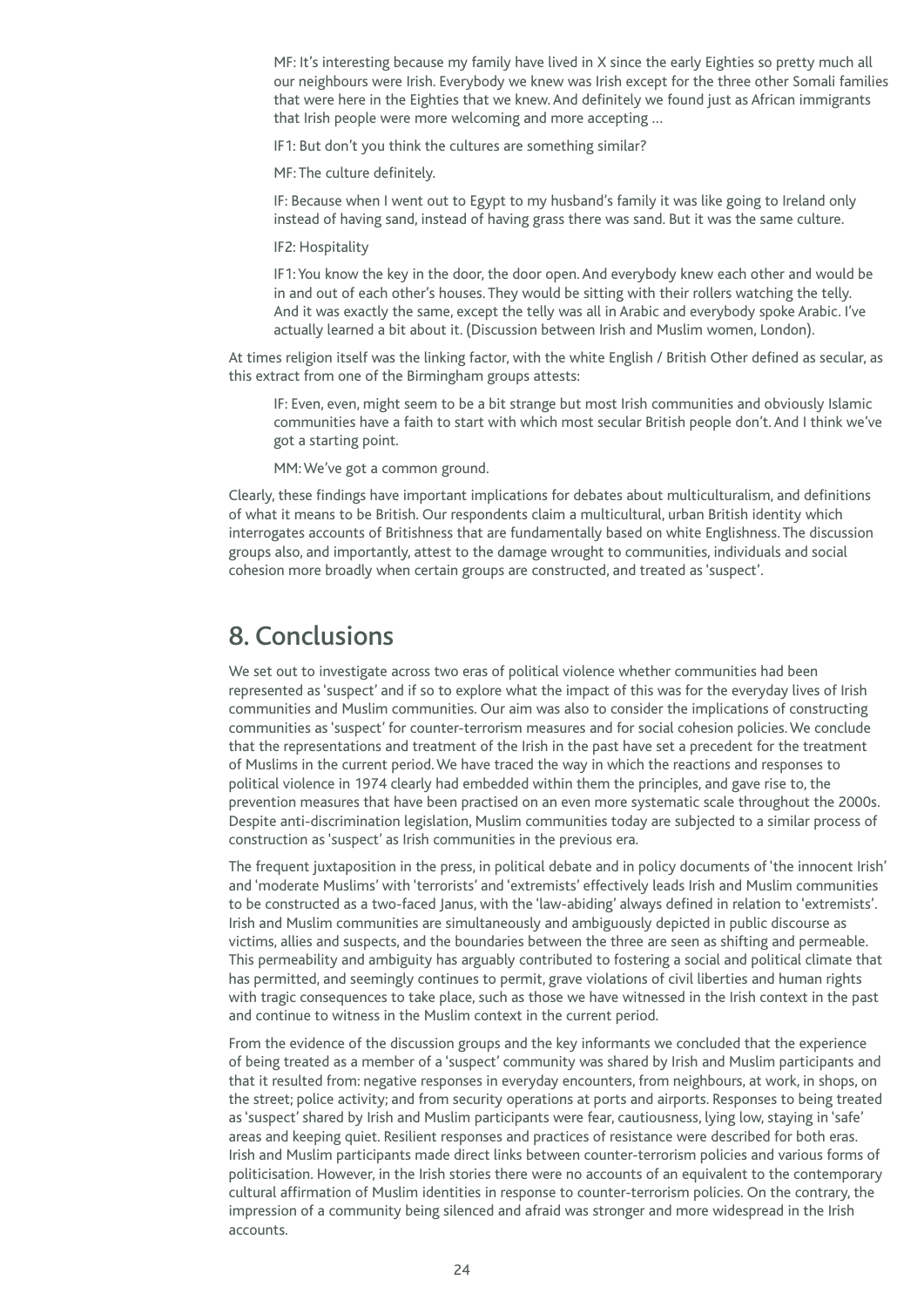> MF: It's interesting because my family have lived in X since the early Eighties so pretty much all our neighbours were Irish. Everybody we knew was Irish except for the three other Somali families that were here in the Eighties that we knew. And definitely we found just as African immigrants that Irish people were more welcoming and more accepting …
>
> IF1: But don't you think the cultures are something similar?
>
> MF: The culture definitely.
>
> IF: Because when I went out to Egypt to my husband's family it was like going to Ireland only instead of having sand, instead of having grass there was sand. But it was the same culture.
>
> IF2: Hospitality
>
> IF1: You know the key in the door, the door open. And everybody knew each other and would be in and out of each other's houses. They would be sitting with their rollers watching the telly. And it was exactly the same, except the telly was all in Arabic and everybody spoke Arabic. I've actually learned a bit about it. (Discussion between Irish and Muslim women, London).

At times religion itself was the linking factor, with the white English / British Other defined as secular, as this extract from one of the Birmingham groups attests:

> IF: Even, even, might seem to be a bit strange but most Irish communities and obviously Islamic communities have a faith to start with which most secular British people don't. And I think we've got a starting point.
>
> MM: We've got a common ground.

Clearly, these findings have important implications for debates about multiculturalism, and definitions of what it means to be British. Our respondents claim a multicultural, urban British identity which interrogates accounts of Britishness that are fundamentally based on white Englishness. The discussion groups also, and importantly, attest to the damage wrought to communities, individuals and social cohesion more broadly when certain groups are constructed, and treated as 'suspect'.

## 8. Conclusions

We set out to investigate across two eras of political violence whether communities had been represented as 'suspect' and if so to explore what the impact of this was for the everyday lives of Irish communities and Muslim communities. Our aim was also to consider the implications of constructing communities as 'suspect' for counter-terrorism measures and for social cohesion policies. We conclude that the representations and treatment of the Irish in the past have set a precedent for the treatment of Muslims in the current period. We have traced the way in which the reactions and responses to political violence in 1974 clearly had embedded within them the principles, and gave rise to, the prevention measures that have been practised on an even more systematic scale throughout the 2000s. Despite anti-discrimination legislation, Muslim communities today are subjected to a similar process of construction as 'suspect' as Irish communities in the previous era.

The frequent juxtaposition in the press, in political debate and in policy documents of 'the innocent Irish' and 'moderate Muslims' with 'terrorists' and 'extremists' effectively leads Irish and Muslim communities to be constructed as a two-faced Janus, with the 'law-abiding' always defined in relation to 'extremists'. Irish and Muslim communities are simultaneously and ambiguously depicted in public discourse as victims, allies and suspects, and the boundaries between the three are seen as shifting and permeable. This permeability and ambiguity has arguably contributed to fostering a social and political climate that has permitted, and seemingly continues to permit, grave violations of civil liberties and human rights with tragic consequences to take place, such as those we have witnessed in the Irish context in the past and continue to witness in the Muslim context in the current period.

From the evidence of the discussion groups and the key informants we concluded that the experience of being treated as a member of a 'suspect' community was shared by Irish and Muslim participants and that it resulted from: negative responses in everyday encounters, from neighbours, at work, in shops, on the street; police activity; and from security operations at ports and airports. Responses to being treated as 'suspect' shared by Irish and Muslim participants were fear, cautiousness, lying low, staying in 'safe' areas and keeping quiet. Resilient responses and practices of resistance were described for both eras. Irish and Muslim participants made direct links between counter-terrorism policies and various forms of politicisation. However, in the Irish stories there were no accounts of an equivalent to the contemporary cultural affirmation of Muslim identities in response to counter-terrorism policies. On the contrary, the impression of a community being silenced and afraid was stronger and more widespread in the Irish accounts.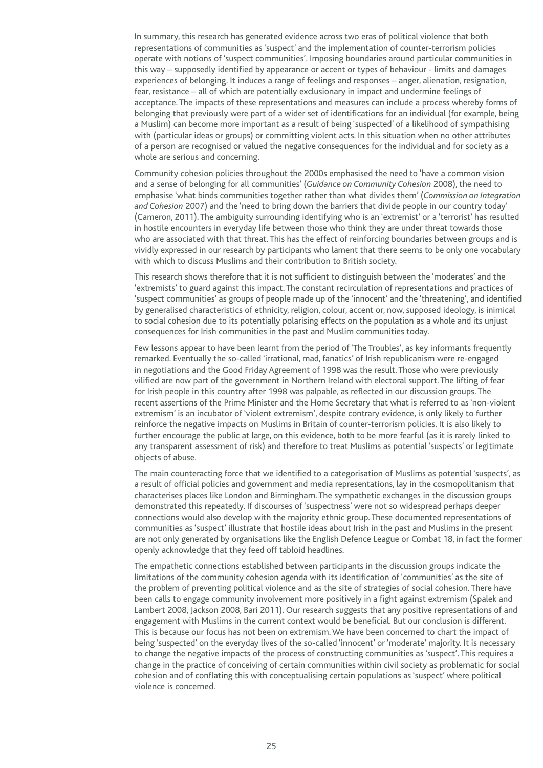In summary, this research has generated evidence across two eras of political violence that both representations of communities as 'suspect' and the implementation of counter-terrorism policies operate with notions of 'suspect communities'. Imposing boundaries around particular communities in this way – supposedly identified by appearance or accent or types of behaviour - limits and damages experiences of belonging. It induces a range of feelings and responses – anger, alienation, resignation, fear, resistance – all of which are potentially exclusionary in impact and undermine feelings of acceptance. The impacts of these representations and measures can include a process whereby forms of belonging that previously were part of a wider set of identifications for an individual (for example, being a Muslim) can become more important as a result of being 'suspected' of a likelihood of sympathising with (particular ideas or groups) or committing violent acts. In this situation when no other attributes of a person are recognised or valued the negative consequences for the individual and for society as a whole are serious and concerning.

Community cohesion policies throughout the 2000s emphasised the need to 'have a common vision and a sense of belonging for all communities' (*Guidance on Community Cohesion* 2008), the need to emphasise 'what binds communities together rather than what divides them' (*Commission on Integration and Cohesion* 2007) and the 'need to bring down the barriers that divide people in our country today' (Cameron, 2011). The ambiguity surrounding identifying who is an 'extremist' or a 'terrorist' has resulted in hostile encounters in everyday life between those who think they are under threat towards those who are associated with that threat. This has the effect of reinforcing boundaries between groups and is vividly expressed in our research by participants who lament that there seems to be only one vocabulary with which to discuss Muslims and their contribution to British society.

This research shows therefore that it is not sufficient to distinguish between the 'moderates' and the 'extremists' to guard against this impact. The constant recirculation of representations and practices of 'suspect communities' as groups of people made up of the 'innocent' and the 'threatening', and identified by generalised characteristics of ethnicity, religion, colour, accent or, now, supposed ideology, is inimical to social cohesion due to its potentially polarising effects on the population as a whole and its unjust consequences for Irish communities in the past and Muslim communities today.

Few lessons appear to have been learnt from the period of 'The Troubles', as key informants frequently remarked. Eventually the so-called 'irrational, mad, fanatics' of Irish republicanism were re-engaged in negotiations and the Good Friday Agreement of 1998 was the result. Those who were previously vilified are now part of the government in Northern Ireland with electoral support. The lifting of fear for Irish people in this country after 1998 was palpable, as reflected in our discussion groups. The recent assertions of the Prime Minister and the Home Secretary that what is referred to as 'non-violent extremism' is an incubator of 'violent extremism', despite contrary evidence, is only likely to further reinforce the negative impacts on Muslims in Britain of counter-terrorism policies. It is also likely to further encourage the public at large, on this evidence, both to be more fearful (as it is rarely linked to any transparent assessment of risk) and therefore to treat Muslims as potential 'suspects' or legitimate objects of abuse.

The main counteracting force that we identified to a categorisation of Muslims as potential 'suspects', as a result of official policies and government and media representations, lay in the cosmopolitanism that characterises places like London and Birmingham. The sympathetic exchanges in the discussion groups demonstrated this repeatedly. If discourses of 'suspectness' were not so widespread perhaps deeper connections would also develop with the majority ethnic group. These documented representations of communities as 'suspect' illustrate that hostile ideas about Irish in the past and Muslims in the present are not only generated by organisations like the English Defence League or Combat 18, in fact the former openly acknowledge that they feed off tabloid headlines.

The empathetic connections established between participants in the discussion groups indicate the limitations of the community cohesion agenda with its identification of 'communities' as the site of the problem of preventing political violence and as the site of strategies of social cohesion. There have been calls to engage community involvement more positively in a fight against extremism (Spalek and Lambert 2008, Jackson 2008, Bari 2011). Our research suggests that any positive representations of and engagement with Muslims in the current context would be beneficial. But our conclusion is different. This is because our focus has not been on extremism. We have been concerned to chart the impact of being 'suspected' on the everyday lives of the so-called 'innocent' or 'moderate' majority. It is necessary to change the negative impacts of the process of constructing communities as 'suspect'. This requires a change in the practice of conceiving of certain communities within civil society as problematic for social cohesion and of conflating this with conceptualising certain populations as 'suspect' where political violence is concerned.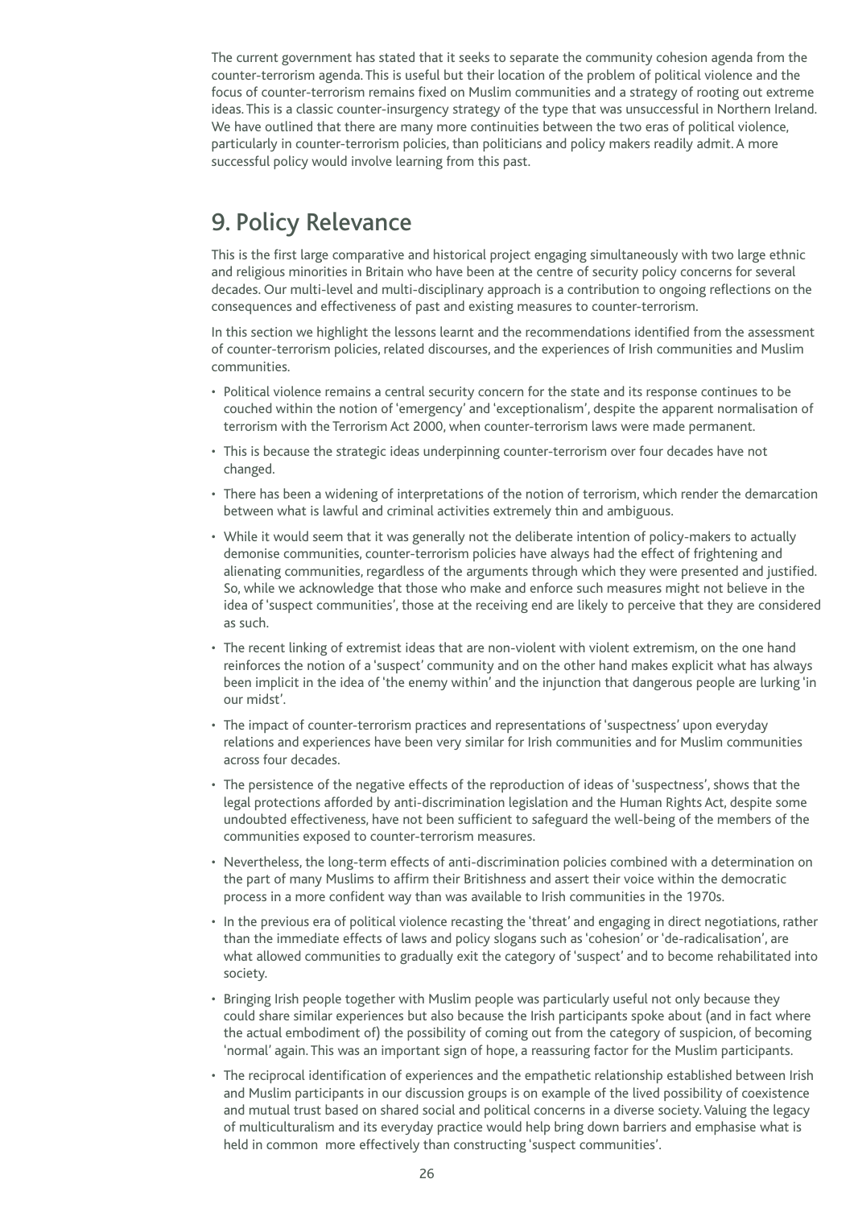The current government has stated that it seeks to separate the community cohesion agenda from the counter-terrorism agenda. This is useful but their location of the problem of political violence and the focus of counter-terrorism remains fixed on Muslim communities and a strategy of rooting out extreme ideas. This is a classic counter-insurgency strategy of the type that was unsuccessful in Northern Ireland. We have outlined that there are many more continuities between the two eras of political violence, particularly in counter-terrorism policies, than politicians and policy makers readily admit. A more successful policy would involve learning from this past.

## 9. Policy Relevance

This is the first large comparative and historical project engaging simultaneously with two large ethnic and religious minorities in Britain who have been at the centre of security policy concerns for several decades. Our multi-level and multi-disciplinary approach is a contribution to ongoing reflections on the consequences and effectiveness of past and existing measures to counter-terrorism.

In this section we highlight the lessons learnt and the recommendations identified from the assessment of counter-terrorism policies, related discourses, and the experiences of Irish communities and Muslim communities.

- Political violence remains a central security concern for the state and its response continues to be couched within the notion of 'emergency' and 'exceptionalism', despite the apparent normalisation of terrorism with the Terrorism Act 2000, when counter-terrorism laws were made permanent.
- This is because the strategic ideas underpinning counter-terrorism over four decades have not changed.
- There has been a widening of interpretations of the notion of terrorism, which render the demarcation between what is lawful and criminal activities extremely thin and ambiguous.
- While it would seem that it was generally not the deliberate intention of policy-makers to actually demonise communities, counter-terrorism policies have always had the effect of frightening and alienating communities, regardless of the arguments through which they were presented and justified. So, while we acknowledge that those who make and enforce such measures might not believe in the idea of 'suspect communities', those at the receiving end are likely to perceive that they are considered as such.
- The recent linking of extremist ideas that are non-violent with violent extremism, on the one hand reinforces the notion of a 'suspect' community and on the other hand makes explicit what has always been implicit in the idea of 'the enemy within' and the injunction that dangerous people are lurking 'in our midst'.
- The impact of counter-terrorism practices and representations of 'suspectness' upon everyday relations and experiences have been very similar for Irish communities and for Muslim communities across four decades.
- The persistence of the negative effects of the reproduction of ideas of 'suspectness', shows that the legal protections afforded by anti-discrimination legislation and the Human Rights Act, despite some undoubted effectiveness, have not been sufficient to safeguard the well-being of the members of the communities exposed to counter-terrorism measures.
- Nevertheless, the long-term effects of anti-discrimination policies combined with a determination on the part of many Muslims to affirm their Britishness and assert their voice within the democratic process in a more confident way than was available to Irish communities in the 1970s.
- In the previous era of political violence recasting the 'threat' and engaging in direct negotiations, rather than the immediate effects of laws and policy slogans such as 'cohesion' or 'de-radicalisation', are what allowed communities to gradually exit the category of 'suspect' and to become rehabilitated into society.
- Bringing Irish people together with Muslim people was particularly useful not only because they could share similar experiences but also because the Irish participants spoke about (and in fact where the actual embodiment of) the possibility of coming out from the category of suspicion, of becoming 'normal' again. This was an important sign of hope, a reassuring factor for the Muslim participants.
- The reciprocal identification of experiences and the empathetic relationship established between Irish and Muslim participants in our discussion groups is on example of the lived possibility of coexistence and mutual trust based on shared social and political concerns in a diverse society. Valuing the legacy of multiculturalism and its everyday practice would help bring down barriers and emphasise what is held in common more effectively than constructing 'suspect communities'.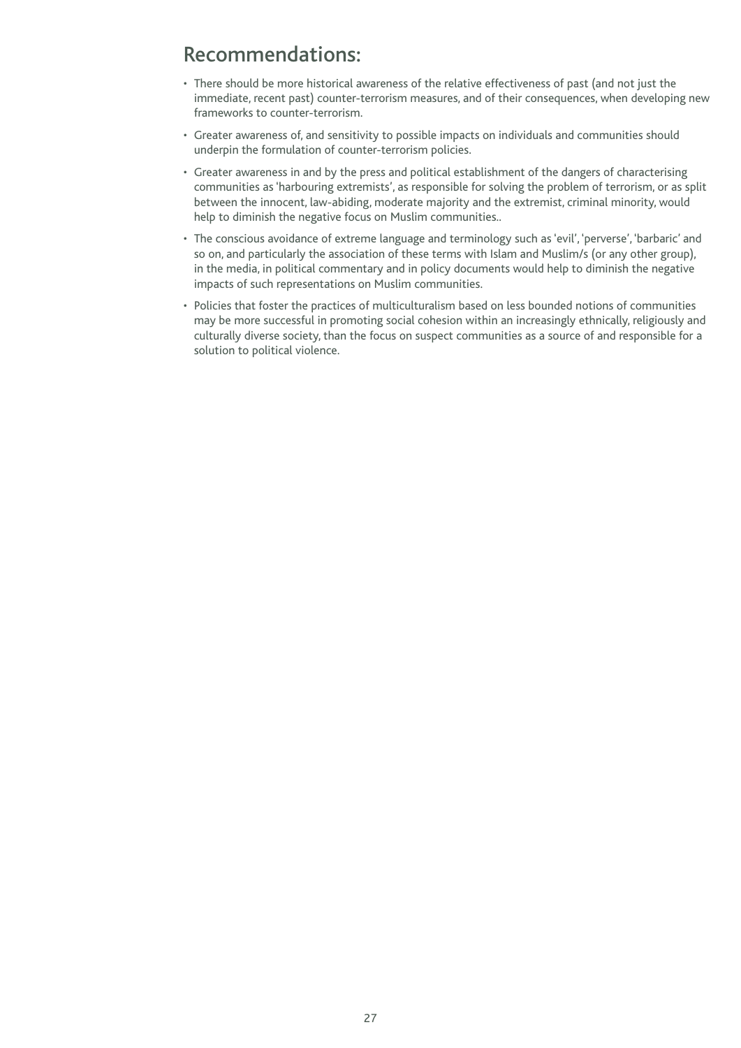## Recommendations:

- There should be more historical awareness of the relative effectiveness of past (and not just the immediate, recent past) counter-terrorism measures, and of their consequences, when developing new frameworks to counter-terrorism.
- Greater awareness of, and sensitivity to possible impacts on individuals and communities should underpin the formulation of counter-terrorism policies.
- Greater awareness in and by the press and political establishment of the dangers of characterising communities as 'harbouring extremists', as responsible for solving the problem of terrorism, or as split between the innocent, law-abiding, moderate majority and the extremist, criminal minority, would help to diminish the negative focus on Muslim communities..
- The conscious avoidance of extreme language and terminology such as 'evil', 'perverse', 'barbaric' and so on, and particularly the association of these terms with Islam and Muslim/s (or any other group), in the media, in political commentary and in policy documents would help to diminish the negative impacts of such representations on Muslim communities.
- Policies that foster the practices of multiculturalism based on less bounded notions of communities may be more successful in promoting social cohesion within an increasingly ethnically, religiously and culturally diverse society, than the focus on suspect communities as a source of and responsible for a solution to political violence.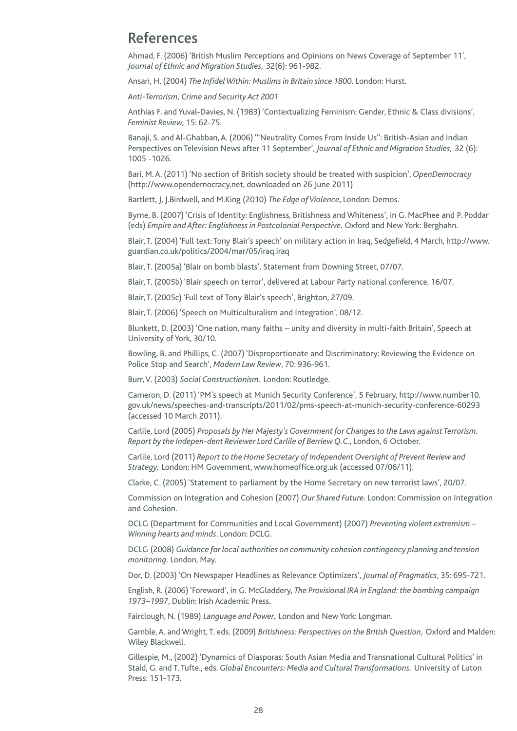## References

Ahmad, F. (2006) 'British Muslim Perceptions and Opinions on News Coverage of September 11', *Journal of Ethnic and Migration Studies,* 32(6): 961-982.

Ansari, H. (2004) *The Infidel Within: Muslims in Britain since 1800*. London: Hurst.

*Anti-Terrorism, Crime and Security Act 2001*

Anthias F. and Yuval-Davies, N. (1983) 'Contextualizing Feminism: Gender, Ethnic & Class divisions', *Feminist Review,* 15: 62-75.

Banaji, S. and Al-Ghabban, A. (2006) '"Neutrality Comes From Inside Us": British-Asian and Indian Perspectives on Television News after 11 September', *Journal of Ethnic and Migration Studies,* 32 (6): 1005 -1026.

Bari, M. A. (2011) 'No section of British society should be treated with suspicion', *OpenDemocracy* (http://www.opendemocracy.net, downloaded on 26 June 2011)

Bartlett, J, J.Birdwell, and M.King (2010) *The Edge of Violence*, London: Demos.

Byrne, B. (2007) 'Crisis of Identity: Englishness, Britishness and Whiteness', in G. MacPhee and P. Poddar (eds) *Empire and After: Englishness in Postcolonial Perspective.* Oxford and New York: Berghahn.

Blair, T. (2004) 'Full text: Tony Blair's speech' on military action in Iraq, Sedgefield, 4 March, http://www.guardian.co.uk/politics/2004/mar/05/iraq.iraq

Blair, T. (2005a) 'Blair on bomb blasts'. Statement from Downing Street, 07/07.

Blair, T. (2005b) 'Blair speech on terror', delivered at Labour Party national conference, 16/07.

Blair, T. (2005c) 'Full text of Tony Blair's speech', Brighton, 27/09.

Blair, T. (2006) 'Speech on Multiculturalism and Integration', 08/12.

Blunkett, D. (2003) 'One nation, many faiths – unity and diversity in multi-faith Britain', Speech at University of York, 30/10.

Bowling, B. and Phillips, C. (2007) 'Disproportionate and Discriminatory: Reviewing the Evidence on Police Stop and Search', *Modern Law Review*, 70: 936-961.

Burr, V. (2003) *Social Constructionism*. London: Routledge.

Cameron, D. (2011) 'PM's speech at Munich Security Conference', 5 February, http://www.number10.gov.uk/news/speeches-and-transcripts/2011/02/pms-speech-at-munich-security-conference-60293 (accessed 10 March 2011).

Carlile, Lord (2005) *Proposals by Her Majesty's Government for Changes to the Laws against Terrorism. Report by the Indepen-dent Reviewer Lord Carlile of Berriew Q.C*., London, 6 October.

Carlile, Lord (2011) *Report to the Home Secretary of Independent Oversight of Prevent Review and Strategy,* London: HM Government, www.homeoffice.org.uk (accessed 07/06/11).

Clarke, C. (2005) 'Statement to parliament by the Home Secretary on new terrorist laws', 20/07.

Commission on Integration and Cohesion (2007) *Our Shared Future.* London: Commission on Integration and Cohesion.

DCLG (Department for Communities and Local Government) (2007) *Preventing violent extremism – Winning hearts and minds*. London: DCLG.

DCLG (2008) *Guidance for local authorities on community cohesion contingency planning and tension monitoring*. London, May.

Dor, D. (2003) 'On Newspaper Headlines as Relevance Optimizers', *Journal of Pragmatics*, 35: 695-721.

English, R. (2006) 'Foreword', in G. McGladdery, *The Provisional IRA in England: the bombing campaign 1973–1997*, Dublin: Irish Academic Press.

Fairclough, N. (1989) *Language and Power,* London and New York: Longman.

Gamble, A. and Wright, T. eds. (2009) *Britishness: Perspectives on the British Question,* Oxford and Malden: Wiley Blackwell.

Gillespie, M., (2002) 'Dynamics of Diasporas: South Asian Media and Transnational Cultural Politics' in Stald, G. and T. Tufte., eds. *Global Encounters: Media and Cultural Transformations*. University of Luton Press: 151-173.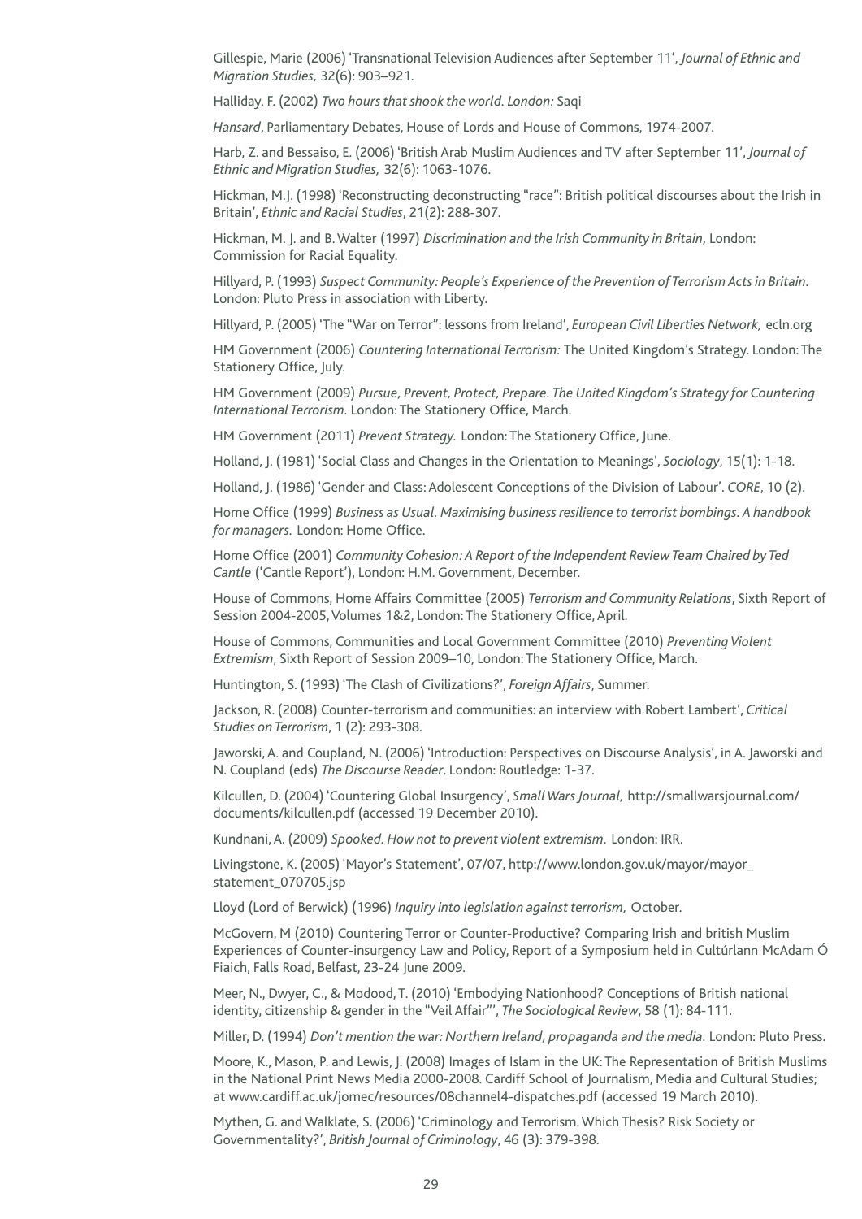Gillespie, Marie (2006) 'Transnational Television Audiences after September 11', *Journal of Ethnic and Migration Studies,* 32(6): 903–921.

Halliday. F. (2002) *Two hours that shook the world. London:* Saqi

*Hansard*, Parliamentary Debates, House of Lords and House of Commons, 1974-2007.

Harb, Z. and Bessaiso, E. (2006) 'British Arab Muslim Audiences and TV after September 11', *Journal of Ethnic and Migration Studies,* 32(6): 1063-1076.

Hickman, M.J. (1998) 'Reconstructing deconstructing "race": British political discourses about the Irish in Britain', *Ethnic and Racial Studies*, 21(2): 288-307.

Hickman, M. J. and B. Walter (1997) *Discrimination and the Irish Community in Britain,* London: Commission for Racial Equality.

Hillyard, P. (1993) *Suspect Community: People's Experience of the Prevention of Terrorism Acts in Britain*. London: Pluto Press in association with Liberty.

Hillyard, P. (2005) 'The "War on Terror": lessons from Ireland', *European Civil Liberties Network,* ecln.org

HM Government (2006) *Countering International Terrorism:* The United Kingdom's Strategy. London: The Stationery Office, July.

HM Government (2009) *Pursue, Prevent, Protect, Prepare. The United Kingdom's Strategy for Countering International Terrorism.* London: The Stationery Office, March.

HM Government (2011) *Prevent Strategy.* London: The Stationery Office, June.

Holland, J. (1981) 'Social Class and Changes in the Orientation to Meanings', *Sociology*, 15(1): 1-18.

Holland, J. (1986) 'Gender and Class: Adolescent Conceptions of the Division of Labour'. *CORE*, 10 (2).

Home Office (1999) *Business as Usual. Maximising business resilience to terrorist bombings. A handbook for managers.* London: Home Office.

Home Office (2001) *Community Cohesion: A Report of the Independent Review Team Chaired by Ted Cantle* ('Cantle Report'), London: H.M. Government, December.

House of Commons, Home Affairs Committee (2005) *Terrorism and Community Relations*, Sixth Report of Session 2004-2005, Volumes 1&2, London: The Stationery Office, April.

House of Commons, Communities and Local Government Committee (2010) *Preventing Violent Extremism*, Sixth Report of Session 2009–10, London: The Stationery Office, March.

Huntington, S. (1993) 'The Clash of Civilizations?', *Foreign Affairs*, Summer.

Jackson, R. (2008) Counter-terrorism and communities: an interview with Robert Lambert', *Critical Studies on Terrorism*, 1 (2): 293-308.

Jaworski, A. and Coupland, N. (2006) 'Introduction: Perspectives on Discourse Analysis', in A. Jaworski and N. Coupland (eds) *The Discourse Reader*. London: Routledge: 1-37.

Kilcullen, D. (2004) 'Countering Global Insurgency', *Small Wars Journal,* http://smallwarsjournal.com/documents/kilcullen.pdf (accessed 19 December 2010).

Kundnani, A. (2009) *Spooked. How not to prevent violent extremism.* London: IRR.

Livingstone, K. (2005) 'Mayor's Statement', 07/07, http://www.london.gov.uk/mayor/mayor_statement_070705.jsp

Lloyd (Lord of Berwick) (1996) *Inquiry into legislation against terrorism,* October.

McGovern, M (2010) Countering Terror or Counter-Productive? Comparing Irish and british Muslim Experiences of Counter-insurgency Law and Policy, Report of a Symposium held in Cultúrlann McAdam Ó Fiaich, Falls Road, Belfast, 23-24 June 2009.

Meer, N., Dwyer, C., & Modood, T. (2010) 'Embodying Nationhood? Conceptions of British national identity, citizenship & gender in the "Veil Affair"', *The Sociological Review*, 58 (1): 84-111.

Miller, D. (1994) *Don't mention the war: Northern Ireland, propaganda and the media.* London: Pluto Press.

Moore, K., Mason, P. and Lewis, J. (2008) Images of Islam in the UK: The Representation of British Muslims in the National Print News Media 2000-2008. Cardiff School of Journalism, Media and Cultural Studies; at www.cardiff.ac.uk/jomec/resources/08channel4-dispatches.pdf (accessed 19 March 2010).

Mythen, G. and Walklate, S. (2006) 'Criminology and Terrorism. Which Thesis? Risk Society or Governmentality?', *British Journal of Criminology*, 46 (3): 379-398.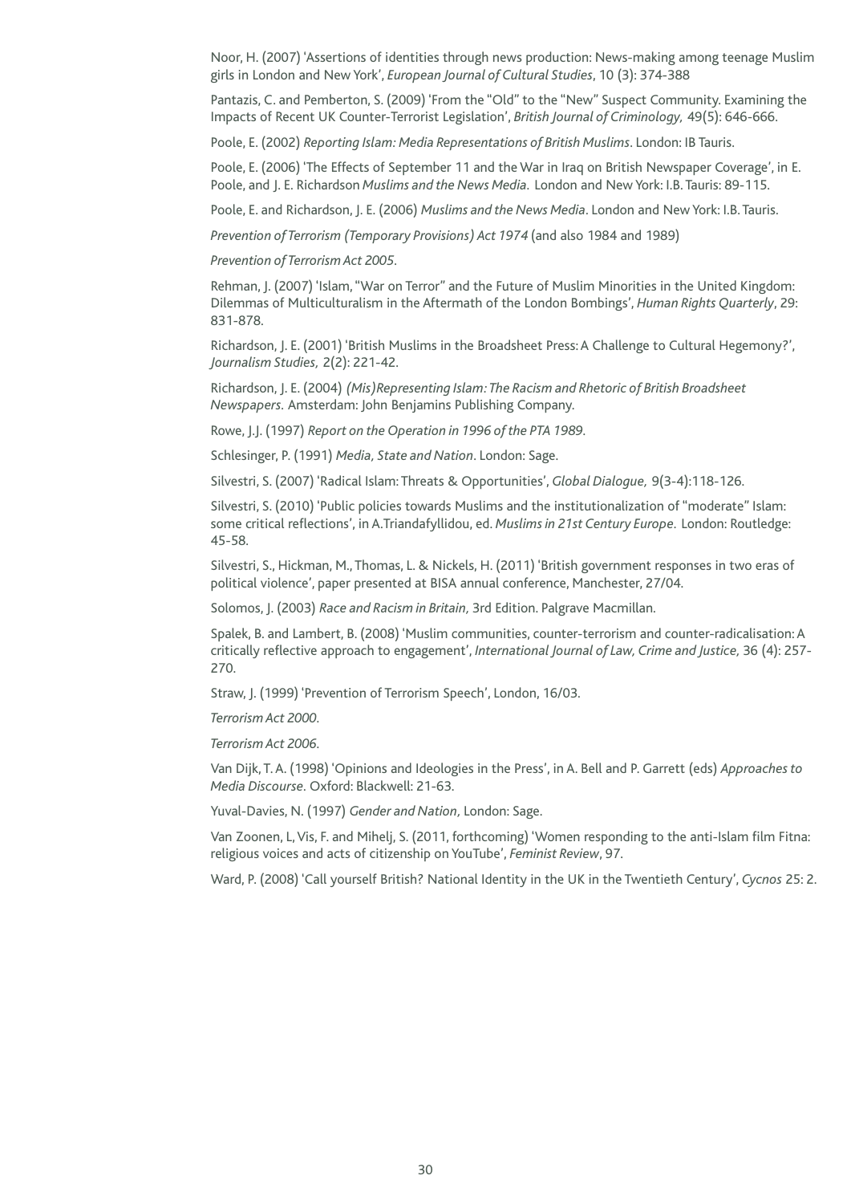Noor, H. (2007) 'Assertions of identities through news production: News-making among teenage Muslim girls in London and New York', *European Journal of Cultural Studies*, 10 (3): 374-388

Pantazis, C. and Pemberton, S. (2009) 'From the "Old" to the "New" Suspect Community. Examining the Impacts of Recent UK Counter-Terrorist Legislation', *British Journal of Criminology,* 49(5): 646-666.

Poole, E. (2002) *Reporting Islam: Media Representations of British Muslims*. London: IB Tauris.

Poole, E. (2006) 'The Effects of September 11 and the War in Iraq on British Newspaper Coverage', in E. Poole, and J. E. Richardson *Muslims and the News Media*. London and New York: I.B. Tauris: 89-115.

Poole, E. and Richardson, J. E. (2006) *Muslims and the News Media*. London and New York: I.B. Tauris.

*Prevention of Terrorism (Temporary Provisions) Act 1974* (and also 1984 and 1989)

*Prevention of Terrorism Act 2005*.

Rehman, J. (2007) 'Islam, "War on Terror" and the Future of Muslim Minorities in the United Kingdom: Dilemmas of Multiculturalism in the Aftermath of the London Bombings', *Human Rights Quarterly*, 29: 831-878.

Richardson, J. E. (2001) 'British Muslims in the Broadsheet Press: A Challenge to Cultural Hegemony?', *Journalism Studies,* 2(2): 221-42.

Richardson, J. E. (2004) *(Mis)Representing Islam: The Racism and Rhetoric of British Broadsheet Newspapers.* Amsterdam: John Benjamins Publishing Company.

Rowe, J.J. (1997) *Report on the Operation in 1996 of the PTA 1989*.

Schlesinger, P. (1991) *Media, State and Nation*. London: Sage.

Silvestri, S. (2007) 'Radical Islam: Threats & Opportunities', *Global Dialogue,* 9(3-4):118-126.

Silvestri, S. (2010) 'Public policies towards Muslims and the institutionalization of "moderate" Islam: some critical reflections', in A.Triandafyllidou, ed. *Muslims in 21st Century Europe*. London: Routledge: 45-58.

Silvestri, S., Hickman, M., Thomas, L. & Nickels, H. (2011) 'British government responses in two eras of political violence', paper presented at BISA annual conference, Manchester, 27/04.

Solomos, J. (2003) *Race and Racism in Britain,* 3rd Edition. Palgrave Macmillan.

Spalek, B. and Lambert, B. (2008) 'Muslim communities, counter-terrorism and counter-radicalisation: A critically reflective approach to engagement', *International Journal of Law, Crime and Justice,* 36 (4): 257-270.

Straw, J. (1999) 'Prevention of Terrorism Speech', London, 16/03.

*Terrorism Act 2000*.

*Terrorism Act 2006*.

Van Dijk, T. A. (1998) 'Opinions and Ideologies in the Press', in A. Bell and P. Garrett (eds) *Approaches to Media Discourse*. Oxford: Blackwell: 21-63.

Yuval-Davies, N. (1997) *Gender and Nation,* London: Sage.

Van Zoonen, L, Vis, F. and Mihelj, S. (2011, forthcoming) 'Women responding to the anti-Islam film Fitna: religious voices and acts of citizenship on YouTube', *Feminist Review*, 97.

Ward, P. (2008) 'Call yourself British? National Identity in the UK in the Twentieth Century', *Cycnos* 25: 2.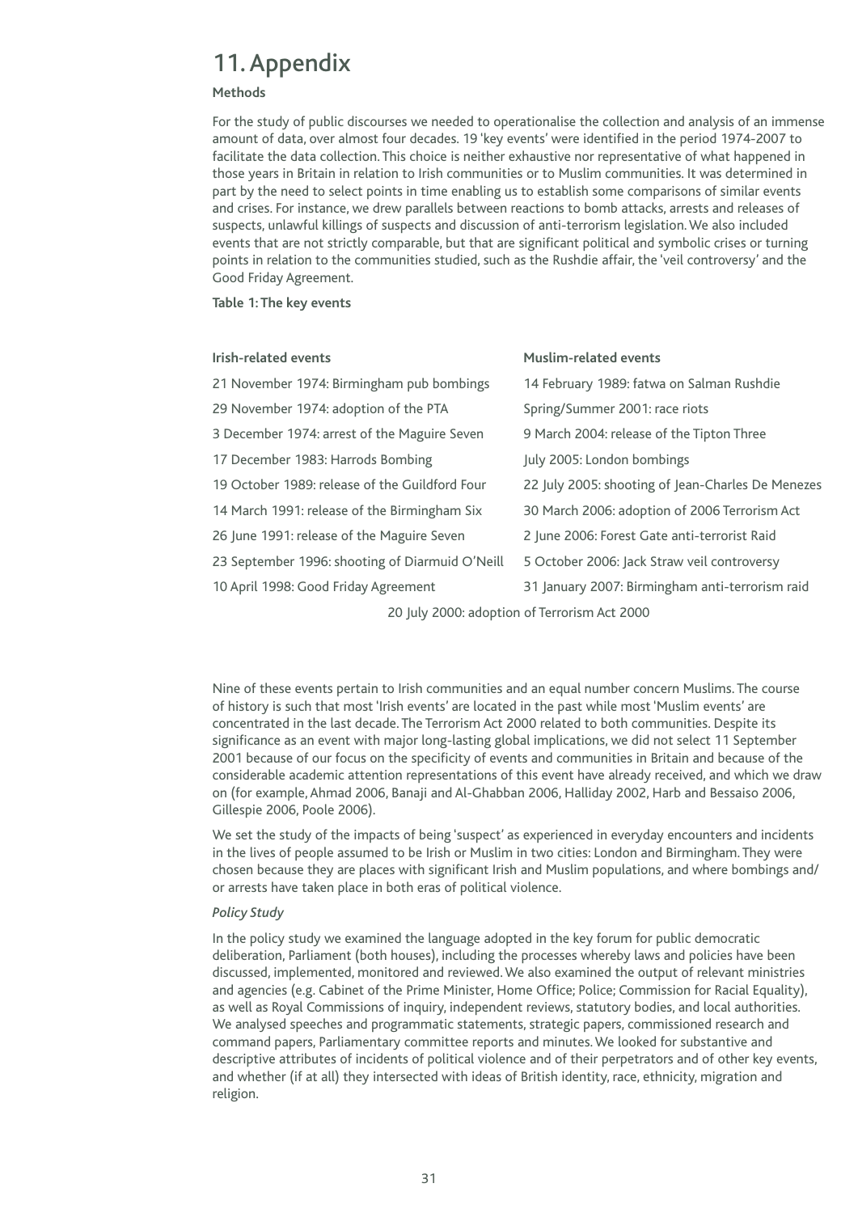# 11. Appendix

**Methods**

For the study of public discourses we needed to operationalise the collection and analysis of an immense amount of data, over almost four decades. 19 'key events' were identified in the period 1974-2007 to facilitate the data collection. This choice is neither exhaustive nor representative of what happened in those years in Britain in relation to Irish communities or to Muslim communities. It was determined in part by the need to select points in time enabling us to establish some comparisons of similar events and crises. For instance, we drew parallels between reactions to bomb attacks, arrests and releases of suspects, unlawful killings of suspects and discussion of anti-terrorism legislation. We also included events that are not strictly comparable, but that are significant political and symbolic crises or turning points in relation to the communities studied, such as the Rushdie affair, the 'veil controversy' and the Good Friday Agreement.

**Table 1: The key events**

| Irish-related events | Muslim-related events |
|---|---|
| 21 November 1974: Birmingham pub bombings | 14 February 1989: fatwa on Salman Rushdie |
| 29 November 1974: adoption of the PTA | Spring/Summer 2001: race riots |
| 3 December 1974: arrest of the Maguire Seven | 9 March 2004: release of the Tipton Three |
| 17 December 1983: Harrods Bombing | July 2005: London bombings |
| 19 October 1989: release of the Guildford Four | 22 July 2005: shooting of Jean-Charles De Menezes |
| 14 March 1991: release of the Birmingham Six | 30 March 2006: adoption of 2006 Terrorism Act |
| 26 June 1991: release of the Maguire Seven | 2 June 2006: Forest Gate anti-terrorist Raid |
| 23 September 1996: shooting of Diarmuid O'Neill | 5 October 2006: Jack Straw veil controversy |
| 10 April 1998: Good Friday Agreement | 31 January 2007: Birmingham anti-terrorism raid |
| 20 July 2000: adoption of Terrorism Act 2000 | |

Nine of these events pertain to Irish communities and an equal number concern Muslims. The course of history is such that most 'Irish events' are located in the past while most 'Muslim events' are concentrated in the last decade. The Terrorism Act 2000 related to both communities. Despite its significance as an event with major long-lasting global implications, we did not select 11 September 2001 because of our focus on the specificity of events and communities in Britain and because of the considerable academic attention representations of this event have already received, and which we draw on (for example, Ahmad 2006, Banaji and Al-Ghabban 2006, Halliday 2002, Harb and Bessaiso 2006, Gillespie 2006, Poole 2006).

We set the study of the impacts of being 'suspect' as experienced in everyday encounters and incidents in the lives of people assumed to be Irish or Muslim in two cities: London and Birmingham. They were chosen because they are places with significant Irish and Muslim populations, and where bombings and/or arrests have taken place in both eras of political violence.

*Policy Study*

In the policy study we examined the language adopted in the key forum for public democratic deliberation, Parliament (both houses), including the processes whereby laws and policies have been discussed, implemented, monitored and reviewed. We also examined the output of relevant ministries and agencies (e.g. Cabinet of the Prime Minister, Home Office; Police; Commission for Racial Equality), as well as Royal Commissions of inquiry, independent reviews, statutory bodies, and local authorities. We analysed speeches and programmatic statements, strategic papers, commissioned research and command papers, Parliamentary committee reports and minutes. We looked for substantive and descriptive attributes of incidents of political violence and of their perpetrators and of other key events, and whether (if at all) they intersected with ideas of British identity, race, ethnicity, migration and religion.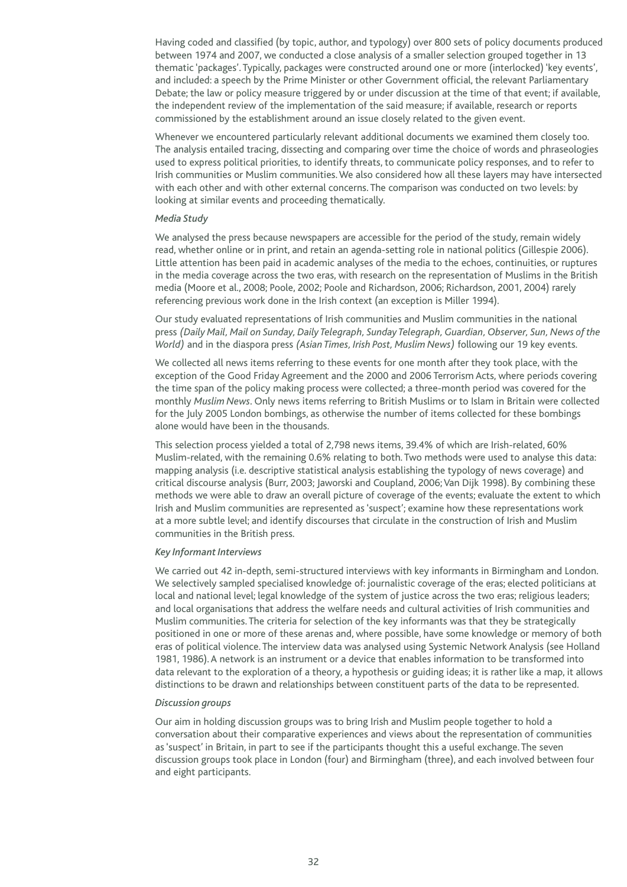Having coded and classified (by topic, author, and typology) over 800 sets of policy documents produced between 1974 and 2007, we conducted a close analysis of a smaller selection grouped together in 13 thematic 'packages'. Typically, packages were constructed around one or more (interlocked) 'key events', and included: a speech by the Prime Minister or other Government official, the relevant Parliamentary Debate; the law or policy measure triggered by or under discussion at the time of that event; if available, the independent review of the implementation of the said measure; if available, research or reports commissioned by the establishment around an issue closely related to the given event.

Whenever we encountered particularly relevant additional documents we examined them closely too. The analysis entailed tracing, dissecting and comparing over time the choice of words and phraseologies used to express political priorities, to identify threats, to communicate policy responses, and to refer to Irish communities or Muslim communities. We also considered how all these layers may have intersected with each other and with other external concerns. The comparison was conducted on two levels: by looking at similar events and proceeding thematically.

*Media Study*

We analysed the press because newspapers are accessible for the period of the study, remain widely read, whether online or in print, and retain an agenda-setting role in national politics (Gillespie 2006). Little attention has been paid in academic analyses of the media to the echoes, continuities, or ruptures in the media coverage across the two eras, with research on the representation of Muslims in the British media (Moore et al., 2008; Poole, 2002; Poole and Richardson, 2006; Richardson, 2001, 2004) rarely referencing previous work done in the Irish context (an exception is Miller 1994).

Our study evaluated representations of Irish communities and Muslim communities in the national press *(Daily Mail, Mail on Sunday, Daily Telegraph, Sunday Telegraph, Guardian, Observer, Sun, News of the World)* and in the diaspora press *(Asian Times, Irish Post, Muslim News)* following our 19 key events.

We collected all news items referring to these events for one month after they took place, with the exception of the Good Friday Agreement and the 2000 and 2006 Terrorism Acts, where periods covering the time span of the policy making process were collected; a three-month period was covered for the monthly *Muslim News*. Only news items referring to British Muslims or to Islam in Britain were collected for the July 2005 London bombings, as otherwise the number of items collected for these bombings alone would have been in the thousands.

This selection process yielded a total of 2,798 news items, 39.4% of which are Irish-related, 60% Muslim-related, with the remaining 0.6% relating to both. Two methods were used to analyse this data: mapping analysis (i.e. descriptive statistical analysis establishing the typology of news coverage) and critical discourse analysis (Burr, 2003; Jaworski and Coupland, 2006; Van Dijk 1998). By combining these methods we were able to draw an overall picture of coverage of the events; evaluate the extent to which Irish and Muslim communities are represented as 'suspect'; examine how these representations work at a more subtle level; and identify discourses that circulate in the construction of Irish and Muslim communities in the British press.

*Key Informant Interviews*

We carried out 42 in-depth, semi-structured interviews with key informants in Birmingham and London. We selectively sampled specialised knowledge of: journalistic coverage of the eras; elected politicians at local and national level; legal knowledge of the system of justice across the two eras; religious leaders; and local organisations that address the welfare needs and cultural activities of Irish communities and Muslim communities. The criteria for selection of the key informants was that they be strategically positioned in one or more of these arenas and, where possible, have some knowledge or memory of both eras of political violence. The interview data was analysed using Systemic Network Analysis (see Holland 1981, 1986). A network is an instrument or a device that enables information to be transformed into data relevant to the exploration of a theory, a hypothesis or guiding ideas; it is rather like a map, it allows distinctions to be drawn and relationships between constituent parts of the data to be represented.

*Discussion groups*

Our aim in holding discussion groups was to bring Irish and Muslim people together to hold a conversation about their comparative experiences and views about the representation of communities as 'suspect' in Britain, in part to see if the participants thought this a useful exchange. The seven discussion groups took place in London (four) and Birmingham (three), and each involved between four and eight participants.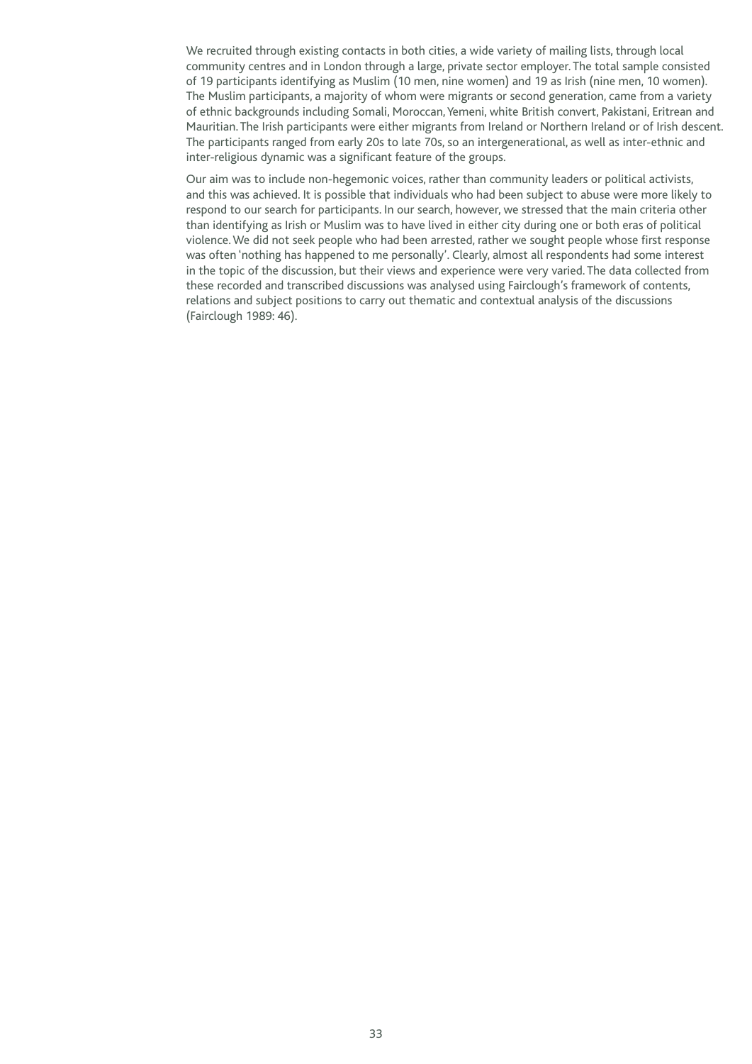We recruited through existing contacts in both cities, a wide variety of mailing lists, through local community centres and in London through a large, private sector employer. The total sample consisted of 19 participants identifying as Muslim (10 men, nine women) and 19 as Irish (nine men, 10 women). The Muslim participants, a majority of whom were migrants or second generation, came from a variety of ethnic backgrounds including Somali, Moroccan, Yemeni, white British convert, Pakistani, Eritrean and Mauritian. The Irish participants were either migrants from Ireland or Northern Ireland or of Irish descent. The participants ranged from early 20s to late 70s, so an intergenerational, as well as inter-ethnic and inter-religious dynamic was a significant feature of the groups.

Our aim was to include non-hegemonic voices, rather than community leaders or political activists, and this was achieved. It is possible that individuals who had been subject to abuse were more likely to respond to our search for participants. In our search, however, we stressed that the main criteria other than identifying as Irish or Muslim was to have lived in either city during one or both eras of political violence. We did not seek people who had been arrested, rather we sought people whose first response was often 'nothing has happened to me personally'. Clearly, almost all respondents had some interest in the topic of the discussion, but their views and experience were very varied. The data collected from these recorded and transcribed discussions was analysed using Fairclough's framework of contents, relations and subject positions to carry out thematic and contextual analysis of the discussions (Fairclough 1989: 46).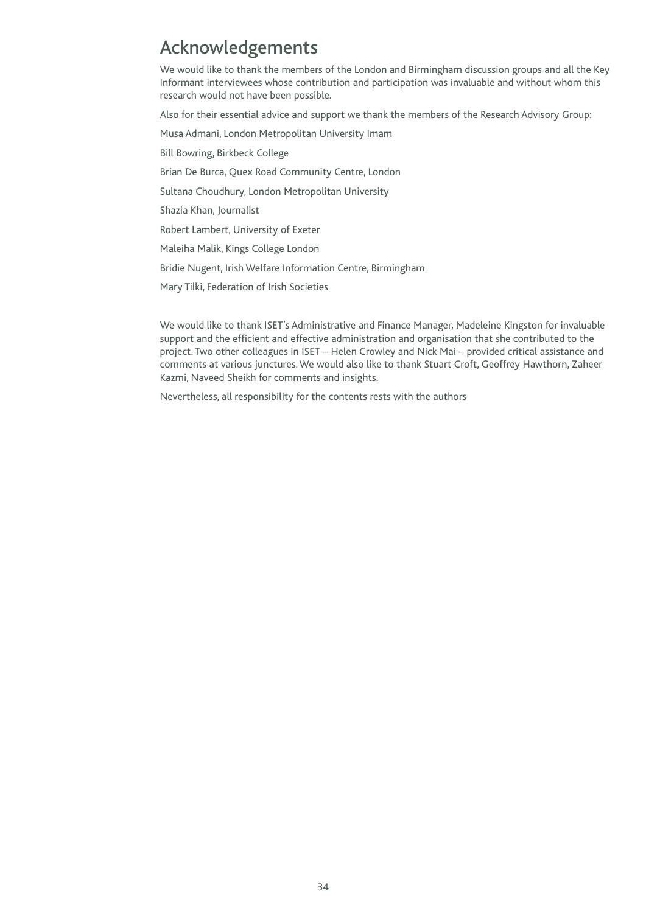# Acknowledgements

We would like to thank the members of the London and Birmingham discussion groups and all the Key Informant interviewees whose contribution and participation was invaluable and without whom this research would not have been possible.

Also for their essential advice and support we thank the members of the Research Advisory Group:

Musa Admani, London Metropolitan University Imam

Bill Bowring, Birkbeck College

Brian De Burca, Quex Road Community Centre, London

Sultana Choudhury, London Metropolitan University

Shazia Khan, Journalist

Robert Lambert, University of Exeter

Maleiha Malik, Kings College London

Bridie Nugent, Irish Welfare Information Centre, Birmingham

Mary Tilki, Federation of Irish Societies

We would like to thank ISET's Administrative and Finance Manager, Madeleine Kingston for invaluable support and the efficient and effective administration and organisation that she contributed to the project. Two other colleagues in ISET – Helen Crowley and Nick Mai – provided critical assistance and comments at various junctures. We would also like to thank Stuart Croft, Geoffrey Hawthorn, Zaheer Kazmi, Naveed Sheikh for comments and insights.

Nevertheless, all responsibility for the contents rests with the authors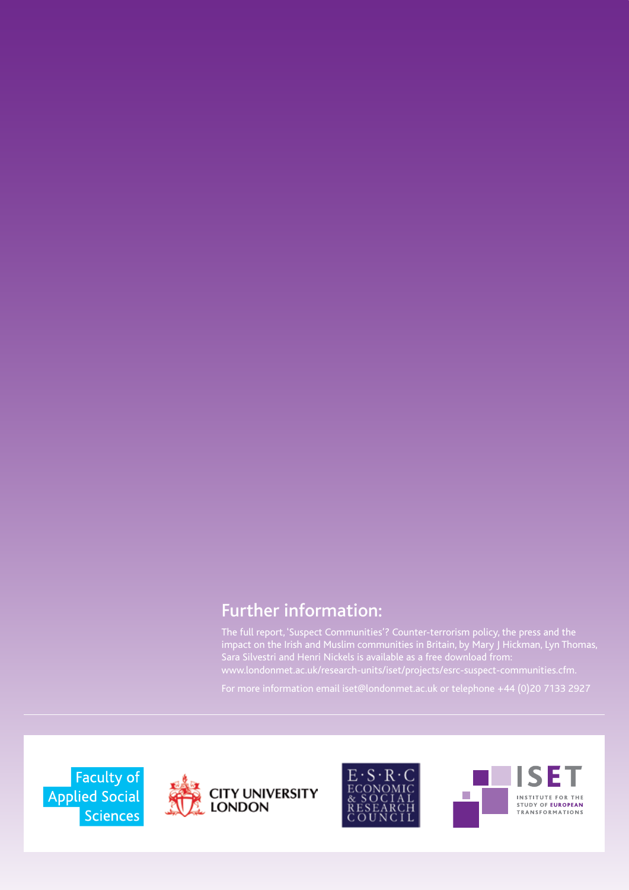## Further information:

The full report, 'Suspect Communities'? Counter-terrorism policy, the press and the impact on the Irish and Muslim communities in Britain, by Mary J Hickman, Lyn Thomas, Sara Silvestri and Henri Nickels is available as a free download from: www.londonmet.ac.uk/research-units/iset/projects/esrc-suspect-communities.cfm.

For more information email iset@londonmet.ac.uk or telephone +44 (0)20 7133 2927

Faculty of Applied Social Sciences

CITY UNIVERSITY LONDON

E·S·R·C ECONOMIC & SOCIAL RESEARCH COUNCIL

ISET INSTITUTE FOR THE STUDY OF EUROPEAN TRANSFORMATIONS